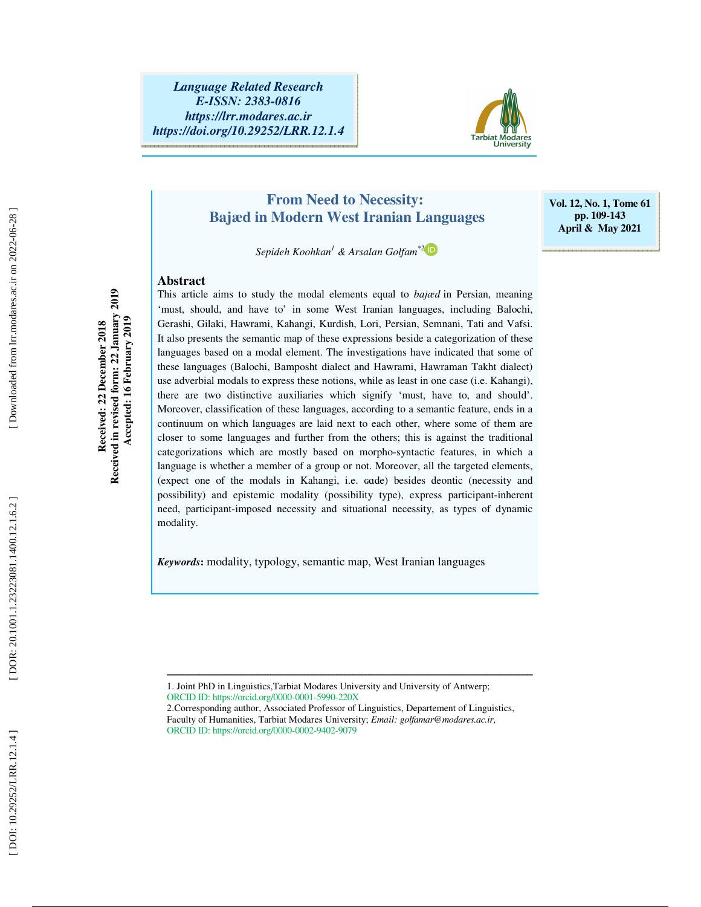*Language Related Research*
*E-ISSN: 2383-0816*
*https://lrr.modares.ac.ir*
*https://doi.org/10.29252/LRR.12.1.4*

Vol. 12, No. 1, Tome 61
pp. 109-143
April & May 2021

# From Need to Necessity: Bajæd in Modern West Iranian Languages

*Sepideh Koohkan*[1] & *Arsalan Golfam*[*2]

**Received: 22 December 2018**
**Received in revised form: 22 January 2019**
**Accepted: 16 February 2019**

## Abstract

This article aims to study the modal elements equal to *bajæd* in Persian, meaning 'must, should, and have to' in some West Iranian languages, including Balochi, Gerashi, Gilaki, Hawrami, Kahangi, Kurdish, Lori, Persian, Semnani, Tati and Vafsi. It also presents the semantic map of these expressions beside a categorization of these languages based on a modal element. The investigations have indicated that some of these languages (Balochi, Bamposht dialect and Hawrami, Hawraman Takht dialect) use adverbial modals to express these notions, while as least in one case (i.e. Kahangi), there are two distinctive auxiliaries which signify 'must, have to, and should'. Moreover, classification of these languages, according to a semantic feature, ends in a continuum on which languages are laid next to each other, where some of them are closer to some languages and further from the others; this is against the traditional categorizations which are mostly based on morpho-syntactic features, in which a language is whether a member of a group or not. Moreover, all the targeted elements, (expect one of the modals in Kahangi, i.e. ɢade) besides deontic (necessity and possibility) and epistemic modality (possibility type), express participant-inherent need, participant-imposed necessity and situational necessity, as types of dynamic modality.

***Keywords*****:** modality, typology, semantic map, West Iranian languages

---

1. Joint PhD in Linguistics,Tarbiat Modares University and University of Antwerp; ORCID ID: https://orcid.org/0000-0001-5990-220X

2.Corresponding author, Associated Professor of Linguistics, Departement of Linguistics, Faculty of Humanities, Tarbiat Modares University; *Email: golfamar@modares.ac.ir*, ORCID ID: https://orcid.org/0000-0002-9402-9079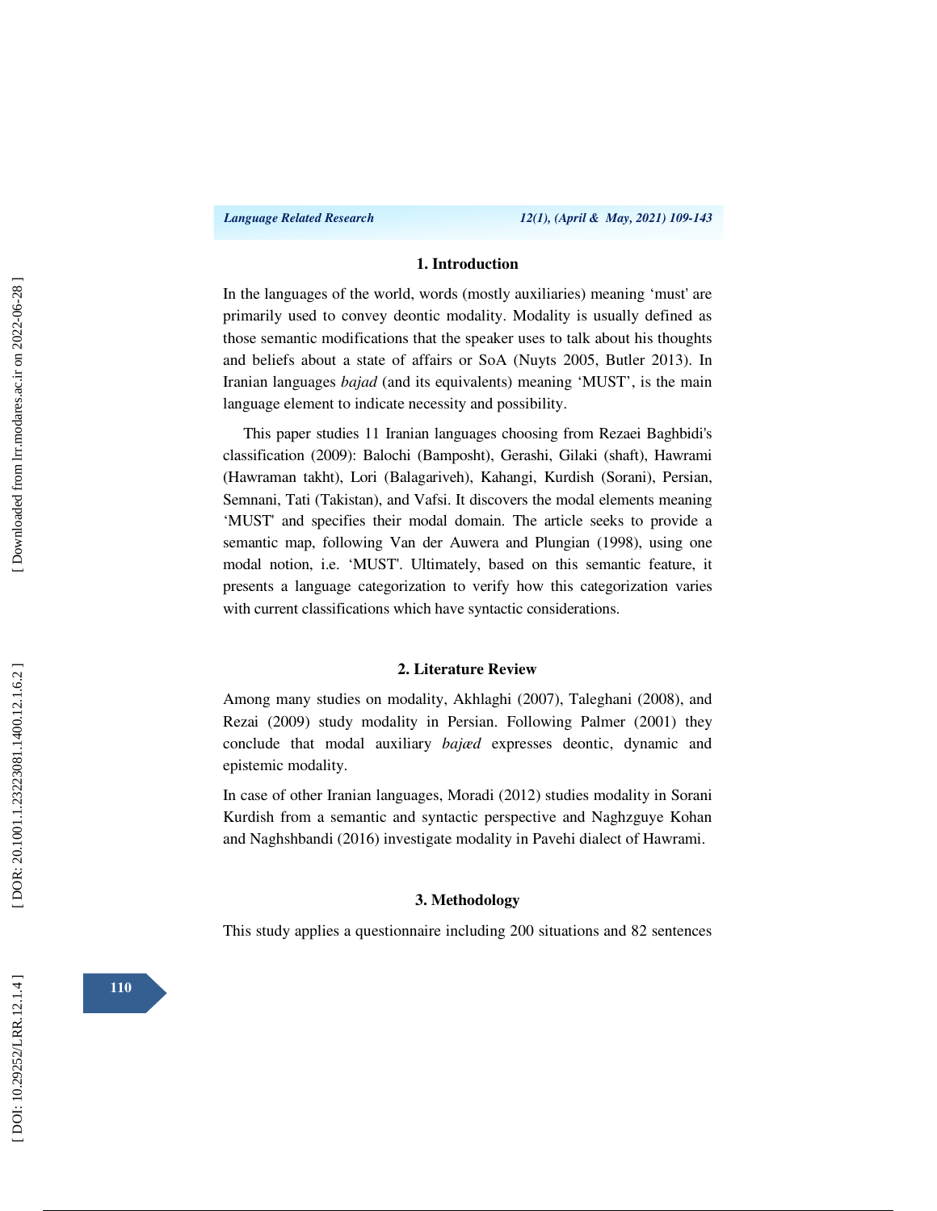## 1. Introduction

In the languages of the world, words (mostly auxiliaries) meaning 'must' are primarily used to convey deontic modality. Modality is usually defined as those semantic modifications that the speaker uses to talk about his thoughts and beliefs about a state of affairs or SoA (Nuyts 2005, Butler 2013). In Iranian languages *bajad* (and its equivalents) meaning 'MUST', is the main language element to indicate necessity and possibility.

This paper studies 11 Iranian languages choosing from Rezaei Baghbidi's classification (2009): Balochi (Bamposht), Gerashi, Gilaki (shaft), Hawrami (Hawraman takht), Lori (Balagariveh), Kahangi, Kurdish (Sorani), Persian, Semnani, Tati (Takistan), and Vafsi. It discovers the modal elements meaning 'MUST' and specifies their modal domain. The article seeks to provide a semantic map, following Van der Auwera and Plungian (1998), using one modal notion, i.e. 'MUST'. Ultimately, based on this semantic feature, it presents a language categorization to verify how this categorization varies with current classifications which have syntactic considerations.

## 2. Literature Review

Among many studies on modality, Akhlaghi (2007), Taleghani (2008), and Rezai (2009) study modality in Persian. Following Palmer (2001) they conclude that modal auxiliary *bajæd* expresses deontic, dynamic and epistemic modality.

In case of other Iranian languages, Moradi (2012) studies modality in Sorani Kurdish from a semantic and syntactic perspective and Naghzguye Kohan and Naghshbandi (2016) investigate modality in Pavehi dialect of Hawrami.

## 3. Methodology

This study applies a questionnaire including 200 situations and 82 sentences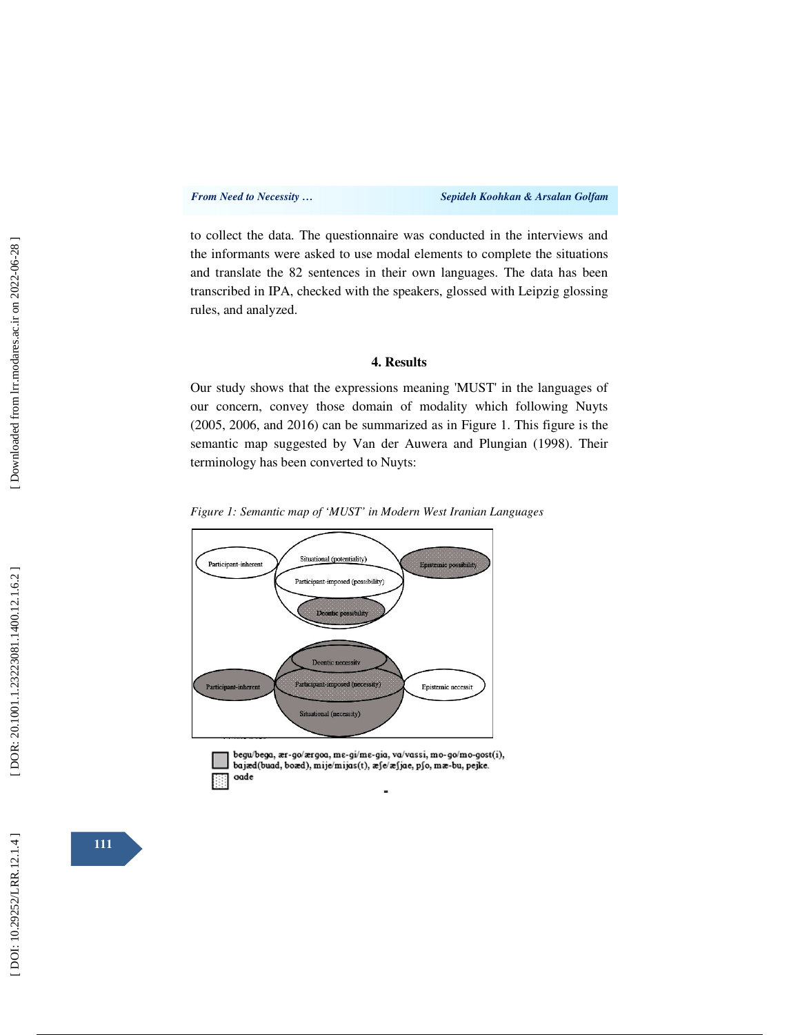to collect the data. The questionnaire was conducted in the interviews and the informants were asked to use modal elements to complete the situations and translate the 82 sentences in their own languages. The data has been transcribed in IPA, checked with the speakers, glossed with Leipzig glossing rules, and analyzed.

## 4. Results

Our study shows that the expressions meaning 'MUST' in the languages of our concern, convey those domain of modality which following Nuyts (2005, 2006, and 2016) can be summarized as in Figure 1. This figure is the semantic map suggested by Van der Auwera and Plungian (1998). Their terminology has been converted to Nuyts:

*Figure 1: Semantic map of 'MUST' in Modern West Iranian Languages*

Participant-inherent
Situational (potentiality)
Participant-imposed (possibility)
Deontic possibility
Epistemic possibility
Deontic necessity
Participant-inherent
Participant-imposed (necessity)
Situational (necessity)
Epistemic necessit

begu/bega, ær-go/ærgoa, mɛ-gi/mɛ-gia, va/vassi, mo-go/mo-gost(i), bajæd(buad, boæd), mije/mijas(t), æʃe/æʃjae, pʃo, mæ-bu, pejke.
ɑade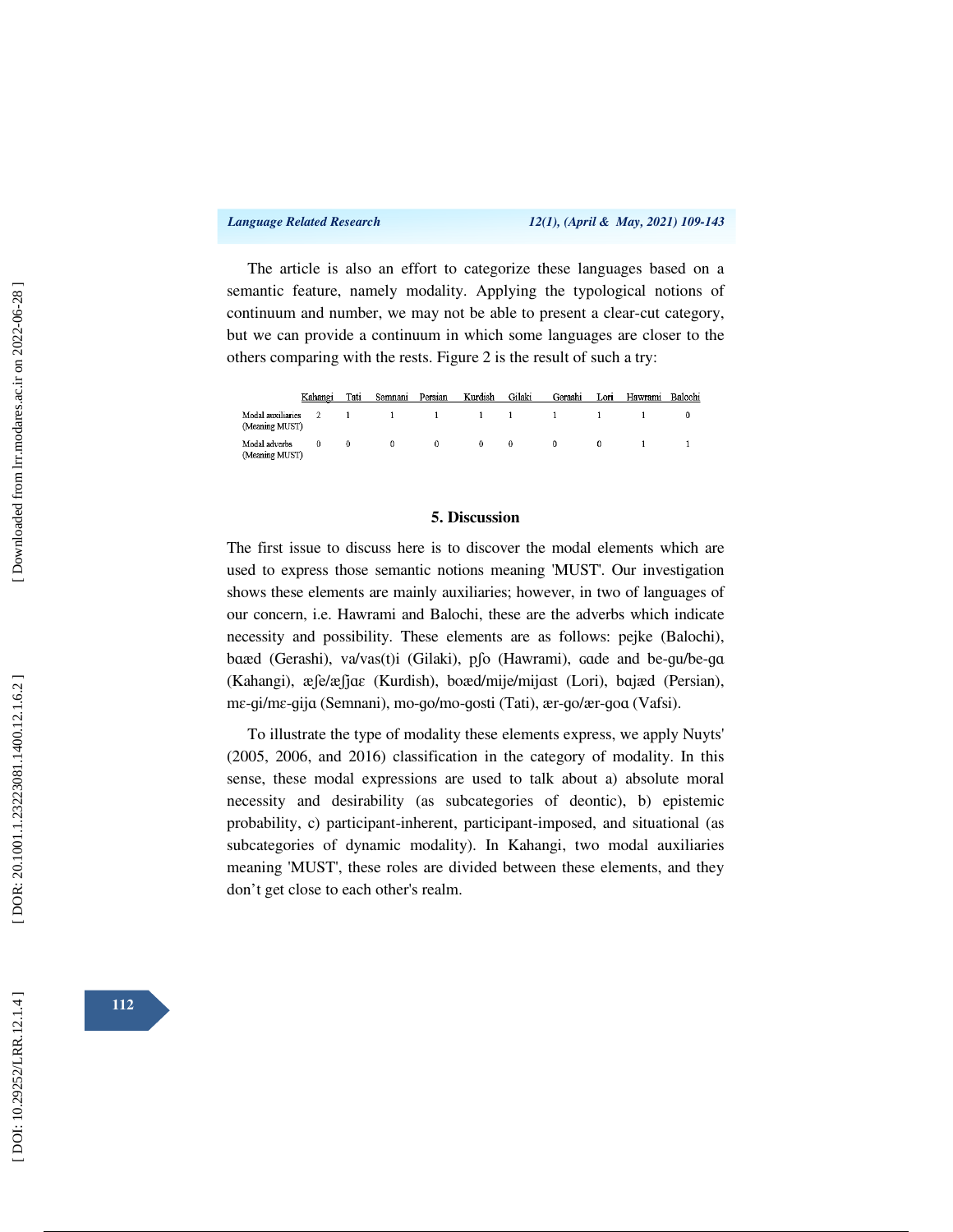The article is also an effort to categorize these languages based on a semantic feature, namely modality. Applying the typological notions of continuum and number, we may not be able to present a clear-cut category, but we can provide a continuum in which some languages are closer to the others comparing with the rests. Figure 2 is the result of such a try:

| | Kahangi | Tati | Semnani | Persian | Kurdish | Gilaki | Gerashi | Lori | Hawrami | Balochi |
|---|---|---|---|---|---|---|---|---|---|---|
| Modal auxiliaries (Meaning MUST) | 2 | 1 | 1 | 1 | 1 | 1 | 1 | 1 | 1 | 0 |
| Modal adverbs (Meaning MUST) | 0 | 0 | 0 | 0 | 0 | 0 | 0 | 0 | 1 | 1 |

## 5. Discussion

The first issue to discuss here is to discover the modal elements which are used to express those semantic notions meaning 'MUST'. Our investigation shows these elements are mainly auxiliaries; however, in two of languages of our concern, i.e. Hawrami and Balochi, these are the adverbs which indicate necessity and possibility. These elements are as follows: pejke (Balochi), bɑæd (Gerashi), va/vas(t)i (Gilaki), pʃo (Hawrami), ɢɑde and be-gu/be-gɑ (Kahangi), æʃe/æʃjaɛ (Kurdish), boæd/mije/mijɑst (Lori), bɑjæd (Persian), mɛ-gi/mɛ-gijɑ (Semnani), mo-go/mo-gosti (Tati), ær-go/ær-goɑ (Vafsi).

To illustrate the type of modality these elements express, we apply Nuyts' (2005, 2006, and 2016) classification in the category of modality. In this sense, these modal expressions are used to talk about a) absolute moral necessity and desirability (as subcategories of deontic), b) epistemic probability, c) participant-inherent, participant-imposed, and situational (as subcategories of dynamic modality). In Kahangi, two modal auxiliaries meaning 'MUST', these roles are divided between these elements, and they don't get close to each other's realm.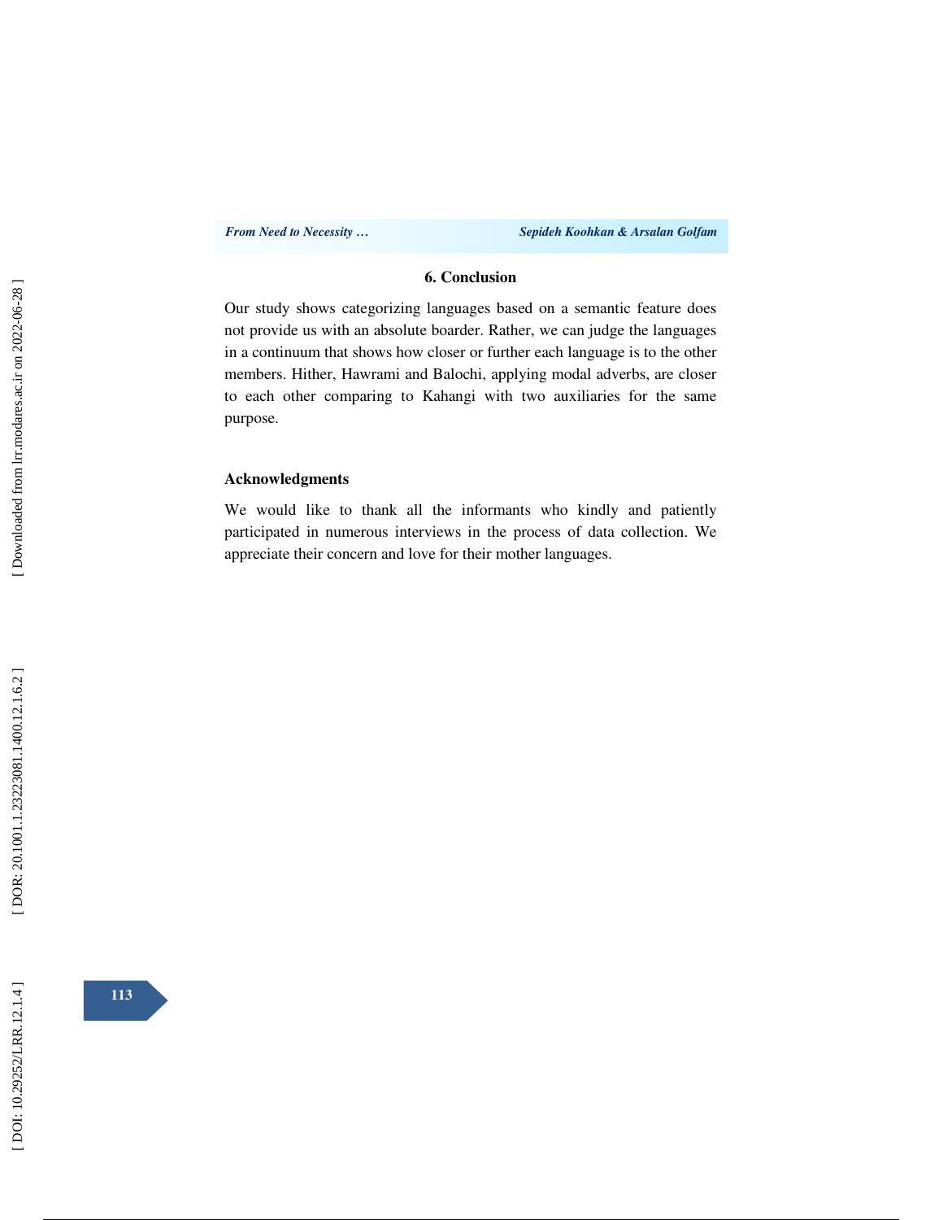## 6. Conclusion

Our study shows categorizing languages based on a semantic feature does not provide us with an absolute boarder. Rather, we can judge the languages in a continuum that shows how closer or further each language is to the other members. Hither, Hawrami and Balochi, applying modal adverbs, are closer to each other comparing to Kahangi with two auxiliaries for the same purpose.

### Acknowledgments

We would like to thank all the informants who kindly and patiently participated in numerous interviews in the process of data collection. We appreciate their concern and love for their mother languages.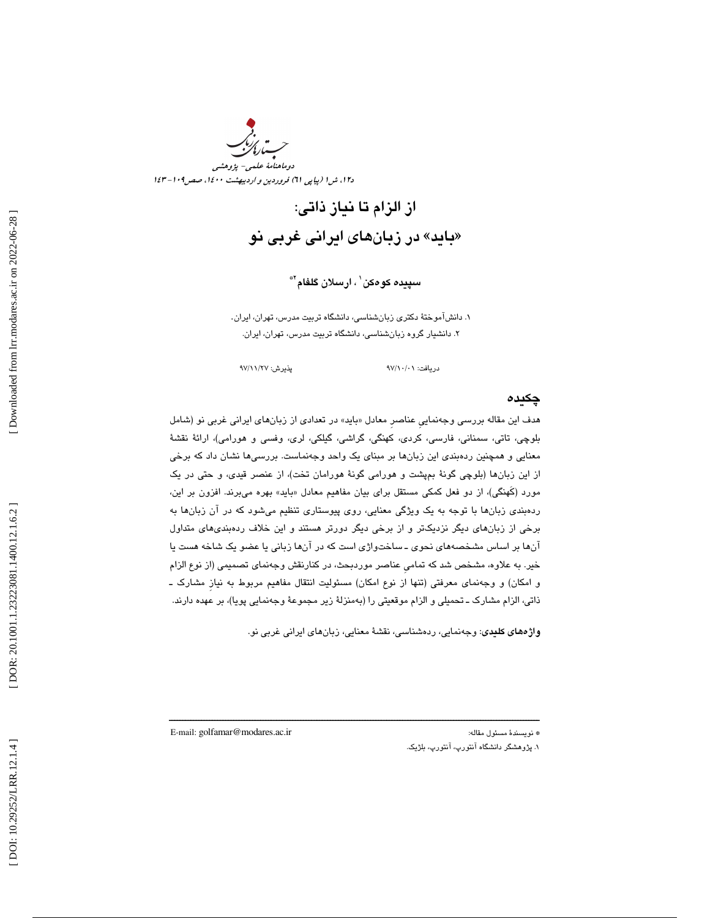# از الزام تا نیاز ذاتی:

# «باید» در زبان‌های ایرانی غربی نو

**سپیده کوه‌کن[1] ، ارسلان گلفام[2]***

۱. دانش‌آموختهٔ دکتری زبان‌شناسی، دانشگاه تربیت مدرس، تهران، ایران.

۲. دانشیار گروه زبان‌شناسی، دانشگاه تربیت مدرس، تهران، ایران.

دریافت: ۹۷/۱۰/۰۱ پذیرش: ۹۷/۱۱/۲۷

## چکیده

هدف این مقاله بررسی وجه‌نمایی عناصرِ معادل «باید» در تعدادی از زبان‌های ایرانی غربی نو (شامل بلوچی، تاتی، سمنانی، فارسی، کردی، کهنگی، گراشی، گیلکی، لری، وفسی و هورامی)، ارائهٔ نقشهٔ معنایی و همچنین رده‌بندی این زبان‌ها بر مبنای یک واحد وجه‌نماست. بررسی‌ها نشان داد که برخی از این زبان‌ها (بلوچی گونهٔ بمپشت و هورامی گونهٔ هورامان تخت)، از عنصر قیدی، و حتی در یک مورد (کَهنگی)، از دو فعل کمکی مستقل برای بیان مفاهیم معادل «باید» بهره می‌برند. افزون بر این، رده‌بندی زبان‌ها با توجه به یک ویژگی معنایی، روی پیوستاری تنظیم می‌شود که در آن زبان‌ها به برخی از زبان‌های دیگر نزدیک‌تر و از برخی دیگر دورتر هستند و این خلاف رده‌بندی‌های متداول آن‌ها بر اساس مشخصه‌های نحوی ـ ساخت‌واژی است که در آن‌ها زبانی یا عضو یک شاخه هست یا خیر. به علاوه، مشخص شد که تمامیِ عناصر موردبحث، در کنارنقش وجه‌نمای تصمیمی (از نوع الزام و امکان) و وجه‌نمای معرفتی (تنها از نوعِ امکان) مسئولیت انتقال مفاهیم مربوط به نیازِ مشارک ـ ذاتی، الزام مشارک ـ تحمیلی و الزام موقعیتی را (به‌منزلهٔ زیر مجموعهٔ وجه‌نمایی پویا)، بر عهده دارند.

**واژه‌های کلیدی**: وجه‌نمایی، رده‌شناسی، نقشهٔ معنایی، زبان‌های ایرانی غربی نو.

---

* نویسندهٔ مسئول مقاله: E-mail: golfamar@modares.ac.ir

۱. پژوهشگر دانشگاه آنتورپ، آنتورپ، بلژیک.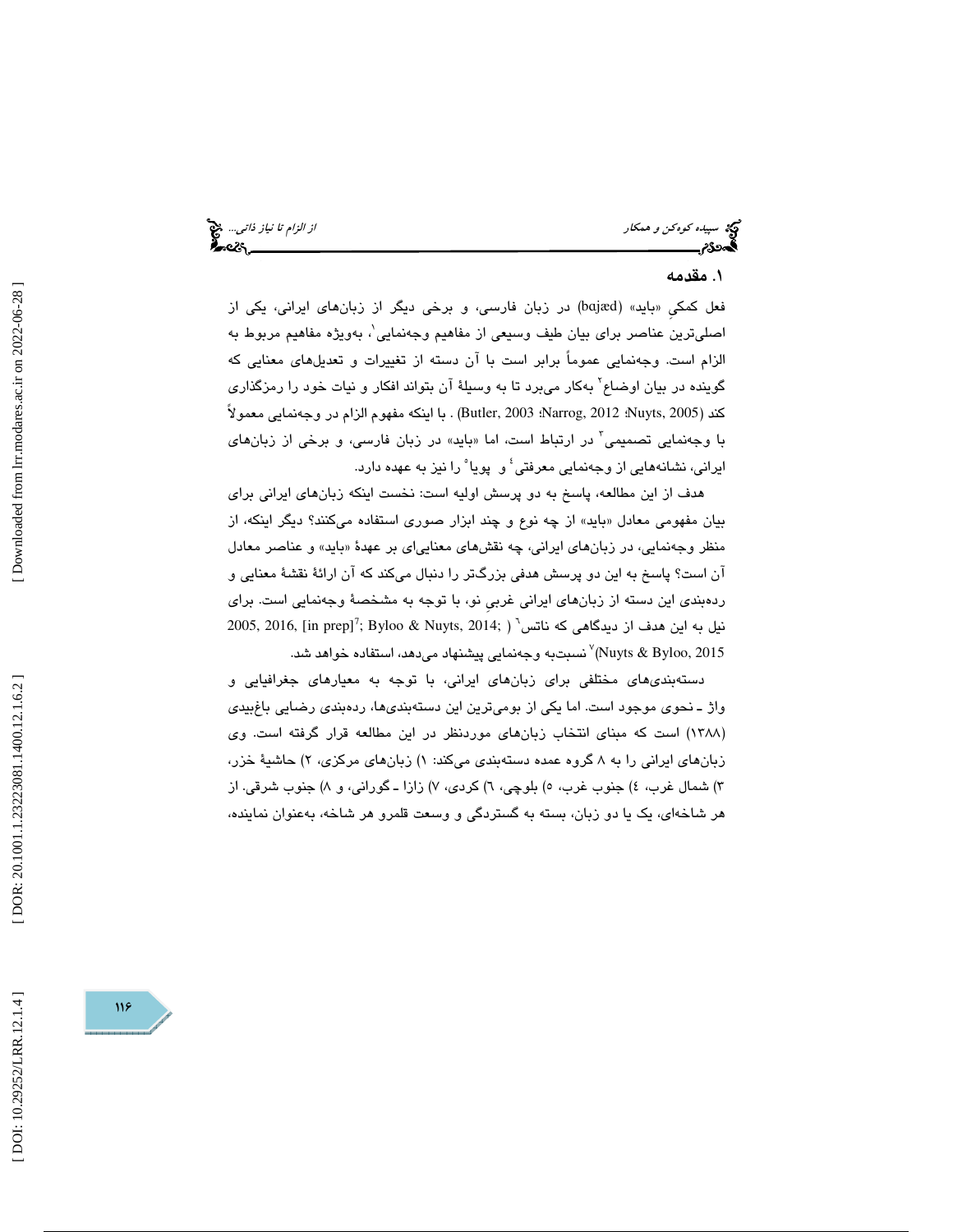## ۱. مقدمه

فعل کمکیِ «باید» (bɑjæd) در زبان فارسی، و برخی دیگر از زبان‌های ایرانی، یکی از اصلی‌ترین عناصر برای بیان طیف وسیعی از مفاهیم وجه‌نمایی[1]، به‌ویژه مفاهیم مربوط به الزام است. وجه‌نمایی عموماً برابر است با آن دسته از تغییرات و تعدیل‌های معنایی که گوینده در بیان اوضاع[2] به‌کار می‌برد تا به وسیلهٔ آن بتواند افکار و نیات خود را رمزگذاری کند (Nuyts, 2005؛ Narrog, 2012؛ Butler, 2003) . با اینکه مفهوم الزام در وجه‌نمایی معمولاً با وجه‌نمایی تصمیمی[3] در ارتباط است، اما «باید» در زبان فارسی، و برخی از زبان‌های ایرانی، نشانه‌هایی از وجه‌نمایی معرفتی[4] و پویا[5] را نیز به عهده دارد.

هدف از این مطالعه، پاسخ به دو پرسش اولیه است: نخست اینکه زبان‌های ایرانی برای بیان مفهومی معادل «باید» از چه نوع و چند ابزار صوری استفاده می‌کنند؟ دیگر اینکه، از منظر وجه‌نمایی، در زبان‌های ایرانی، چه نقش‌های معنایی‌ای بر عهدهٔ «باید» و عناصر معادل آن است؟ پاسخ به این دو پرسش هدفی بزرگ‌تر را دنبال می‌کند که آن ارائهٔ نقشهٔ معنایی و رده‌بندی این دسته از زبان‌های ایرانی غربیِ نو، با توجه به مشخصهٔ وجه‌نمایی است. برای نیل به این هدف از دیدگاهی که ناتس[6] ( 2005, 2016, [in prep][7]; Byloo & Nuyts, 2014; Nuyts & Byloo, 2015)[7] نسبت‌به وجه‌نمایی پیشنهاد می‌دهد، استفاده خواهد شد.

دسته‌بندی‌های مختلفی برای زبان‌های ایرانی، با توجه به معیارهای جغرافیایی و واژ ـ نحوی موجود است. اما یکی از بومی‌ترین این دسته‌بندی‌ها، رده‌بندی رضایی باغ‌بیدی (۱۳۸۸) است که مبنای انتخاب زبان‌های موردنظر در این مطالعه قرار گرفته است. وی زبان‌های ایرانی را به ۸ گروه عمده دسته‌بندی می‌کند: ۱) زبان‌های مرکزی، ۲) حاشیهٔ خزر، ۳) شمال غرب، ٤) جنوب غرب، ٥) بلوچی، ٦) کردی، ۷) زازا ـ گورانی، و ۸) جنوب شرقی. از هر شاخه‌ای، یک یا دو زبان، بسته به گستردگی و وسعت قلمرو هر شاخه، به‌عنوان نماینده،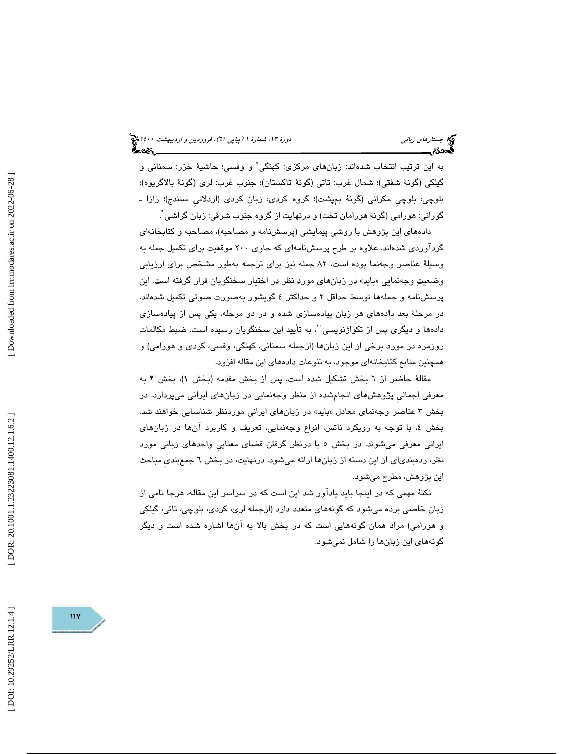به این ترتیب انتخاب شده‌اند: زبان‌های مرکزی: کهنگی[8] و وفسی؛ حاشیهٔ خزر: سمنانی و گیلکی (گونهٔ شفتی)؛ شمال غرب: تاتی (گونهٔ تاکستان)؛ جنوب غرب: لری (گونهٔ بالاگریوه)؛ بلوچی: بلوچیِ مکرانی (گونهٔ بمپشت)؛ گروه کردی: زبانِ کردی (اردلانیِ سنندج)؛ زازا ـ گورانی: هورامی (گونهٔ هورامان تخت) و درنهایت از گروه جنوب شرقی: زبان گراشی[9].

داده‌های این پژوهش با روشی پیمایشی (پرسش‌نامه و مصاحبه)، مصاحبه و کتابخانه‌ای گردآوردی شده‌اند. علاوه بر طرح پرسش‌نامه‌ای که حاوی ۲۰۰ موقعیت برای تکمیل جمله به وسیلهٔ عناصر وجه‌نما بوده است، ۸۲ جمله نیز برای ترجمه به‌طور مشخص برای ارزیابی وضعیتِ وجه‌نمایی «باید» در زبان‌های مورد نظر در اختیار سخنگویان قرار گرفته است. این پرسش‌نامه و جمله‌ها توسط حداقل ۲ و حداکثر ٤ گویشور به‌صورت صوتی تکمیل شده‌اند. در مرحلهٔ بعد داده‌های هر زبان پیاده‌سازی شده و در دو مرحله، یکی پس از پیاده‌سازی داده‌ها و دیگری پس از تکواژنویسی[10]، به تأیید این سخنگویان رسیده است. ضبط مکالمات روزمره در مورد برخی از این زبان‌ها (ازجمله سمنانی، کهنگی، وفسی، کردی و هورامی) و همچنین منابع کتابخانه‌ای موجود، به تنوعات داده‌های این مقاله افزود.

مقالهٔ حاضر از ٦ بخش تشکیل شده است. پس از بخش مقدمه (بخش ۱)، بخش ۲ به معرفی اجمالیِ پژوهش‌های انجام‌شده از منظر وجه‌نمایی در زبان‌های ایرانی می‌پردازد. در بخش ۳ عناصر وجه‌نمای معادل «باید» در زبان‌های ایرانی موردنظر شناسایی خواهند شد. بخش ٤، با توجه به رویکرد ناتس، انواع وجه‌نمایی، تعریف و کاربرد آن‌ها در زبان‌های ایرانی معرفی می‌شوند. در بخش ٥ با درنظر گرفتن فضای معناییِ واحدهای زبانی مورد نظر، رده‌بندی‌ای از این دسته از زبان‌ها ارائه می‌شود. درنهایت، در بخش ٦ جمع‌بندیِ مباحث این پژوهش، مطرح می‌شود.

نکتهٔ مهمی که در اینجا باید یادآور شد این است که در سراسر این مقاله، هرجا نامی از زبان خاصی برده می‌شود که گونه‌های متعدد دارد (ازجمله لری، کردی، بلوچی، تاتی، گیلکی و هورامی) مراد همان گونه‌هایی است که در بخش بالا به آن‌ها اشاره شده است و دیگر گونه‌های این زبان‌ها را شامل نمی‌شود.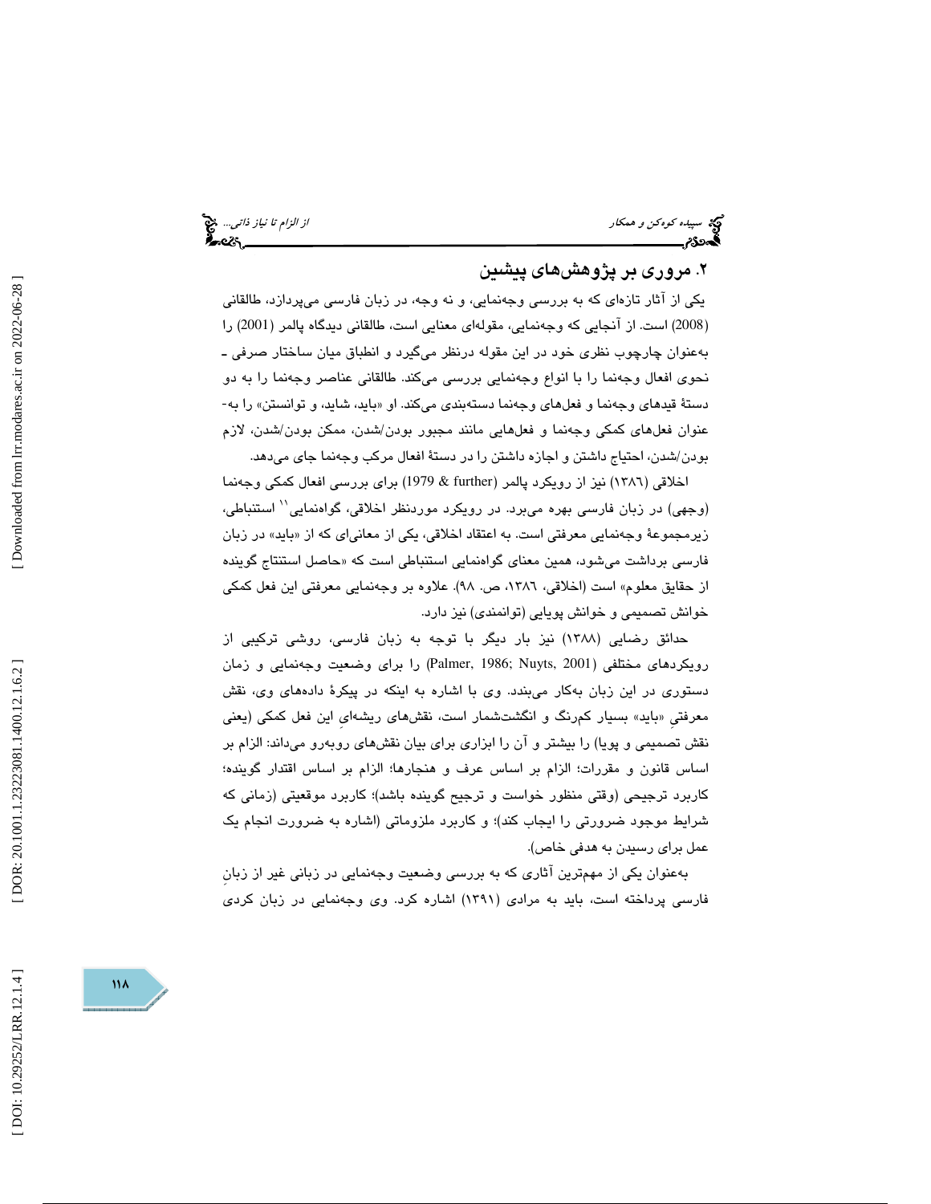## ۲. مروری بر پژوهش‌های پیشین

یکی از آثار تازه‌ای که به بررسی وجه‌نمایی، و نه وجه، در زبان فارسی می‌پردازد، طالقانی (2008) است. از آنجایی که وجه‌نمایی، مقوله‌ای معنایی است، طالقانی دیدگاه پالمر (2001) را به‌عنوان چارچوب نظری خود در این مقوله درنظر می‌گیرد و انطباق میان ساختار صرفی ـ نحوی افعال وجه‌نما را با انواع وجه‌نمایی بررسی می‌کند. طالقانی عناصر وجه‌نما را به دو دستهٔ قیدهای وجه‌نما و فعل‌های وجه‌نما دسته‌بندی می‌کند. او «باید، شاید، و توانستن» را به‌عنوان فعل‌های کمکی وجه‌نما و فعل‌هایی مانند مجبور بودن/شدن، ممکن بودن/شدن، لازم بودن/شدن، احتیاج داشتن و اجازه داشتن را در دستهٔ افعال مرکب وجه‌نما جای می‌دهد.

اخلاقی (۱۳۸٦) نیز از رویکرد پالمر (further & 1979) برای بررسی افعال کمکی وجه‌نما (وجهی) در زبان فارسی بهره می‌برد. در رویکرد موردنظر اخلاقی، گواه‌نمایی[11] استنباطی، زیرمجموعهٔ وجه‌نمایی معرفتی است. به اعتقاد اخلاقی، یکی از معانی‌ای که از «باید» در زبان فارسی برداشت می‌شود، همین معنای گواه‌نمایی استنباطی است که «حاصل استنتاج گوینده از حقایق معلوم» است (اخلاقی، ۱۳۸٦، ص. ۹۸). علاوه بر وجه‌نمایی معرفتی این فعل کمکی خوانش تصمیمی و خوانش پویایی (توانمندی) نیز دارد.

حدائق رضایی (۱۳۸۸) نیز بار دیگر با توجه به زبان فارسی، روشی ترکیبی از رویکردهای مختلفی (Palmer, 1986; Nuyts, 2001) را برای وضعیت وجه‌نمایی و زمان دستوری در این زبان به‌کار می‌بندد. وی با اشاره به اینکه در پیکرهٔ داده‌های وی، نقش معرفتیِ «باید» بسیار کم‌رنگ و انگشت‌شمار است، نقش‌های ریشه‌ایِ این فعل کمکی (یعنی نقش تصمیمی و پویا) را بیشتر و آن را ابزاری برای بیان نقش‌های روبه‌رو می‌داند: الزام بر اساس قانون و مقررات؛ الزام بر اساس عرف و هنجارها؛ الزام بر اساس اقتدار گوینده؛ کاربرد ترجیحی (وقتی منظور خواست و ترجیح گوینده باشد)؛ کاربرد موقعیتی (زمانی که شرایط موجود ضرورتی را ایجاب کند)؛ و کاربرد ملزوماتی (اشاره به ضرورت انجام یک عمل برای رسیدن به هدفی خاص).

به‌عنوان یکی از مهم‌ترین آثاری که به بررسی وضعیت وجه‌نمایی در زبانی غیر از زبانِ فارسی پرداخته است، باید به مرادی (۱۳۹۱) اشاره کرد. وی وجه‌نمایی در زبان کردی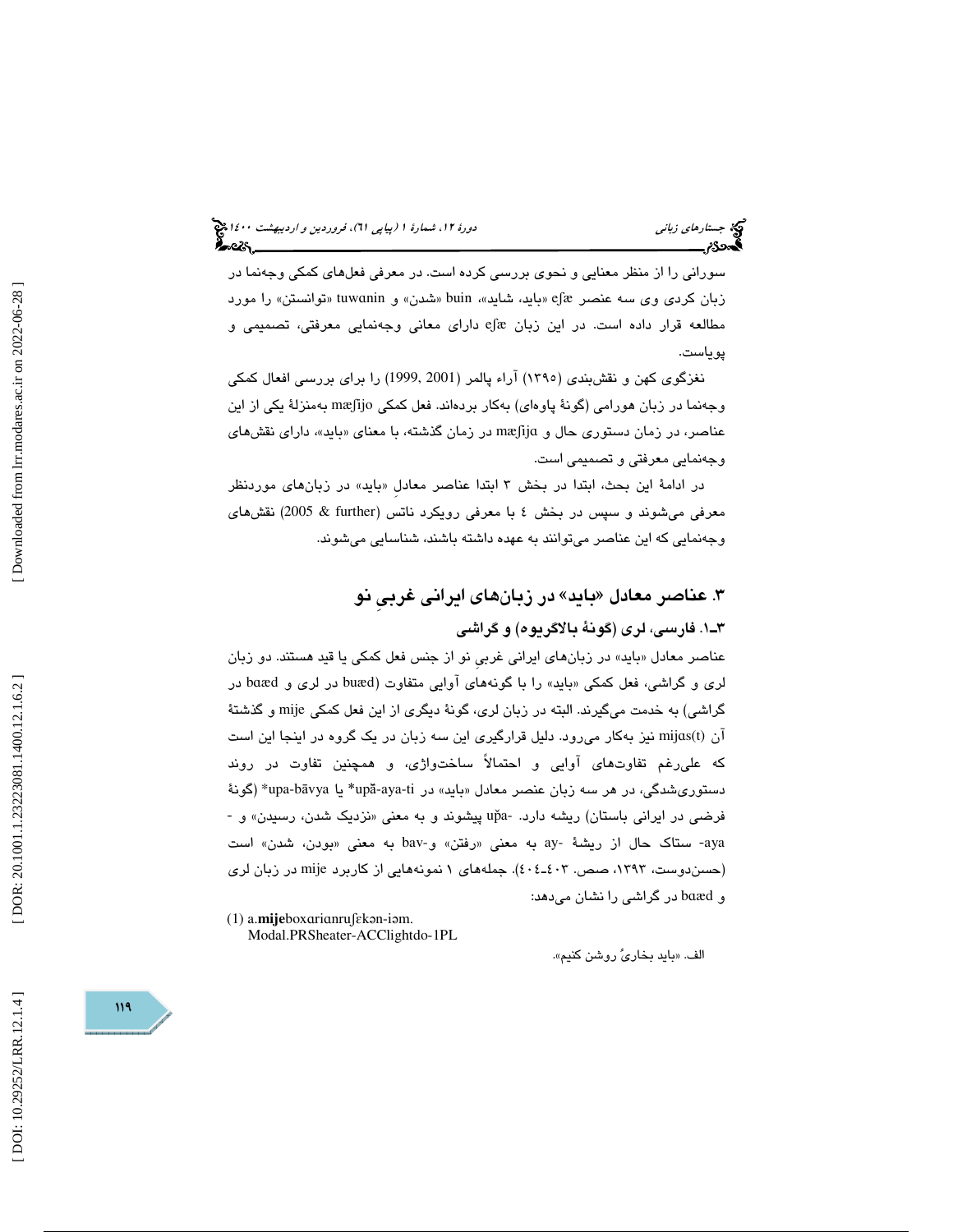سورانی را از منظر معنایی و نحوی بررسی کرده است. در معرفی فعل‌های کمکی وجه‌نما در زبان کردی وی سه عنصر eʃæ «باید، شاید»، buin «شدن» و tuwɑnin «توانستن» را مورد مطالعه قرار داده است. در این زبان eʃæ دارای معانی وجه‌نمایی معرفتی، تصمیمی و پویاست.

نغزگوی کهن و نقش‌بندی (۱۳۹۵) آراء پالمر (1999, 2001) را برای بررسی افعال کمکی وجه‌نما در زبان هورامی (گونهٔ پاوه‌ای) به‌کار برده‌اند. فعل کمکی mæʃijo به‌منزلهٔ یکی از این عناصر، در زمان دستوری حال و mæʃijɑ در زمان گذشته، با معنای «باید»، دارای نقش‌های وجه‌نمایی معرفتی و تصمیمی است.

در ادامهٔ این بحث، ابتدا در بخش ۳ ابتدا عناصر معادلِ «باید» در زبان‌های موردنظر معرفی می‌شوند و سپس در بخش ٤ با معرفی رویکرد ناتس (2005 & further) نقش‌های وجه‌نمایی که این عناصر می‌توانند به عهده داشته باشند، شناسایی می‌شوند.

## ۳. عناصر معادل «باید» در زبان‌های ایرانی غربیِ نو

### ۳ـ۱. فارسی، لری (گونهٔ بالاگریوه) و گراشی

عناصر معادل «باید» در زبان‌های ایرانی غربیِ نو از جنس فعل کمکی یا قید هستند. دو زبان لری و گراشی، فعل کمکی «باید» را با گونه‌های آوایی متفاوت (buæd در لری و bɑæd در گراشی) به خدمت می‌گیرند. البته در زبان لری، گونهٔ دیگری از این فعل کمکی mije و گذشتهٔ آن mijɑs(t) نیز به‌کار می‌رود. دلیل قرارگیری این سه زبان در یک گروه در اینجا این است که علی‌رغم تفاوت‌های آوایی و احتمالاً ساخت‌واژی، و همچنین تفاوت در روند دستوری‌شدگی، در هر سه زبان عنصر معادل «باید» در *upă-aya-ti یا *upa-bāvya (گونهٔ فرضی در ایرانی باستان) ریشه دارد. -upă پیشوند و به معنی «نزدیک شدن، رسیدن» و -aya- ستاک حال از ریشهٔ -ay به معنی «رفتن» و -bav به معنی «بودن، شدن» است (حسن‌دوست، ۱۳۹۳، صص. ٤٠٣ـ٤٠٤). جمله‌های ۱ نمونه‌هایی از کاربرد mije در زبان لری و bɑæd در گراشی را نشان می‌دهد:

(1) a. **mije** boxɑri ɑn ruʃɛkən-iəm.
Modal.PRS heater-ACC light do-1PL

الف. «باید بخاریُ روشن کنیم».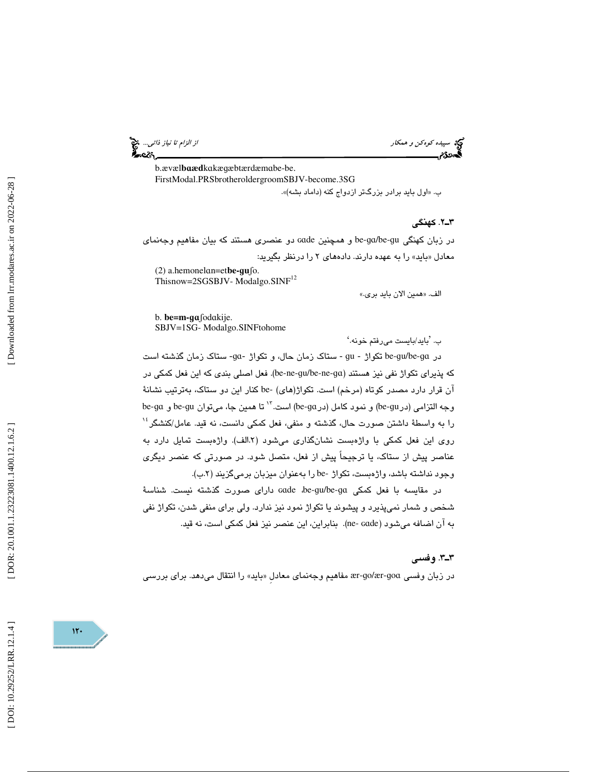b.ævæl**baæd**kakægæbtærdæmabe-be.
FirstModal.PRSbrotheroldergroomSBJV-become.3SG

ب. «اول باید برادر بزرگ‌تر ازدواج کنه (داماد بشه)».

### ۳ـ۲. کهنگی

در زبان کهنگی be-ga/be-gu و همچنین gade دو عنصری هستند که بیان مفاهیم وجه‌نمای معادل «باید» را به عهده دارند. داده‌های ۲ را درنظر بگیرید:

(2) a.hemonelan=et**be-gu**ʃo.
Thisnow=2SGSBJV- Modalgo.SINF[12]

الف. «همین الان باید بری.»

b. **be=m-ga**ʃodakije.
SBJV=1SG- Modalgo.SINFtohome

ب. 'باید/بایست می‌رفتم خونه.'

در be-gu/be-ga تکواژ - gu - ستاک زمان حال، و تکواژ -ga- ستاک زمان گذشته است که پذیرای تکواژ نفی نیز هستند (be-ne-gu/be-ne-ga). فعل اصلی بندی که این فعل کمکی در آن قرار دارد مصدر کوتاه (مرخم) است. تکواژ(های) -be کنار این دو ستاک، به‌ترتیب نشانهٔ وجه التزامی (درbe-gu) و نمود کامل (درbe-ga) است.[13] تا همین جا، می‌توان be-gu و be-ga را به واسطهٔ داشتن صورت حال، گذشته و منفی، فعل کمکی دانست، نه قید. عامل/کنشگر[14] روی این فعل کمکی با واژه‌بست نشان‌گذاری می‌شود (۲.الف). واژه‌بست تمایل دارد به عناصر پیش از ستاک، یا ترجیحاً پیش از فعل، متصل شود. در صورتی که عنصر دیگری وجود نداشته باشد، واژه‌بست، تکواژ -be را به‌عنوان میزبان برمی‌گزیند (۲.ب).

در مقایسه با فعل کمکی be-gu/be-ga، gade دارای صورت گذشته نیست. شناسهٔ شخص و شمار نمی‌پذیرد و پیشوند یا تکواژ نمود نیز ندارد. ولی برای منفی شدن، تکواژ نفی به آن اضافه می‌شود (ne- gade). بنابراین، این عنصر نیز فعل کمکی است، نه قید.

### ۳ـ۳. وفسی

در زبان وفسی ær-go/ær-goa مفاهیم وجه‌نمای معادلِ «باید» را انتقال می‌دهد. برای بررسی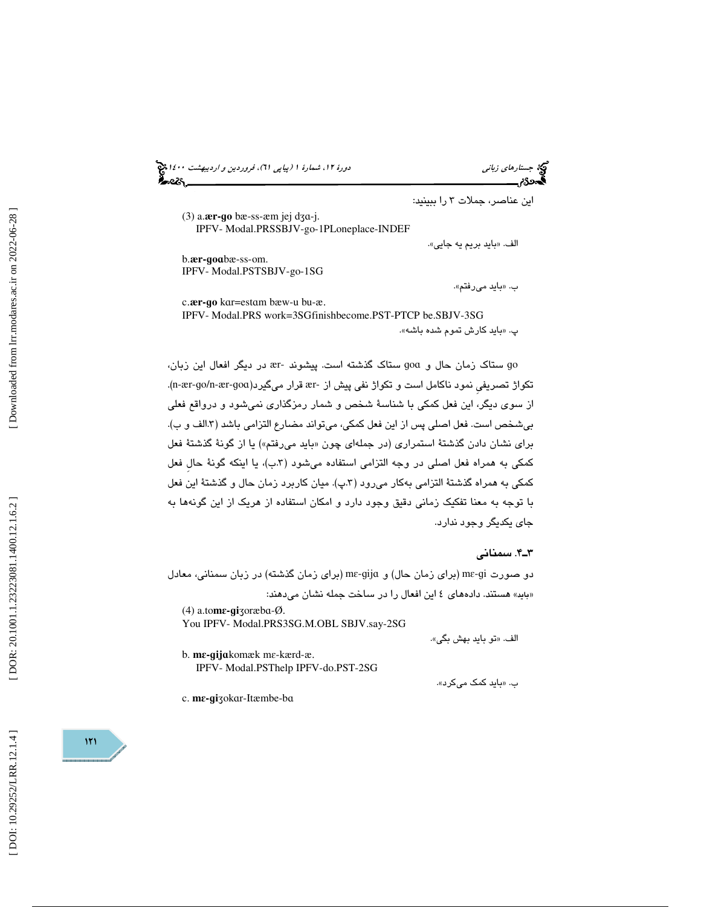این عناصر، جملات ۳ را ببینید:

(3) a. **ær-go** bæ-ss-æm jej dʒɑ-j.
IPFV- Modal.PRSSBJV-go-1PLoneplace-INDEF

الف. «باید بریم یه جایی».

b. **ær-goɑ**bæ-ss-om.
IPFV- Modal.PSTSBJV-go-1SG

ب. «باید می‌رفتم».

c. **ær-go** kɑr=estɑm bæw-u bu-æ.
IPFV- Modal.PRS work=3SGfinishbecome.PST-PTCP be.SBJV-3SG

پ. «باید کارش تموم شده باشه».

go ستاک زمان حال و goɑ ستاک گذشته است. پیشوند -ær در دیگر افعال این زبان، تکواژ تصریفیِ نمود ناکامل است و تکواژ نفی پیش از -ær قرار می‌گیرد(n-ær-go/n-ær-goɑ). از سوی دیگر، این فعل کمکی با شناسهٔ شخص و شمار رمزگذاری نمی‌شود و درواقع فعلی بی‌شخص است. فعل اصلی پس از این فعل کمکی، می‌تواند مضارع التزامی باشد (۳.الف و ب). برای نشان دادن گذشتهٔ استمراری (در جمله‌ای چون «باید می‌رفتم») یا از گونهٔ گذشتهٔ فعل کمکی به همراه فعل اصلی در وجه التزامی استفاده می‌شود (۳.ب)، یا اینکه گونهٔ حالِ فعل کمکی به همراه گذشتهٔ التزامی به‌کار می‌رود (۳.پ). میان کاربرد زمان حال و گذشتهٔ این فعل با توجه به معنا تفکیک زمانی دقیق وجود دارد و امکان استفاده از هریک از این گونه‌ها به جای یکدیگر وجود ندارد.

### ۳ـ۴. سمنانی

دو صورت mɛ-gi (برای زمان حال) و mɛ-gijɑ (برای زمان گذشته) در زبان سمنانی، معادل «باید» هستند. داده‌های ٤ این افعال را در ساخت جمله نشان می‌دهند:

(4) a. to**mɛ-gi**ʒoræbɑ-Ø.
You IPFV- Modal.PRS3SG.M.OBL SBJV.say-2SG

الف. «تو باید بهش بگی».

b. **mɛ-gijɑ**komæk mɛ-kærd-æ.
IPFV- Modal.PSThelp IPFV-do.PST-2SG

ب. «باید کمک می‌کرد».

c. **mɛ-gi**ʒokɑr-Itæmbe-bɑ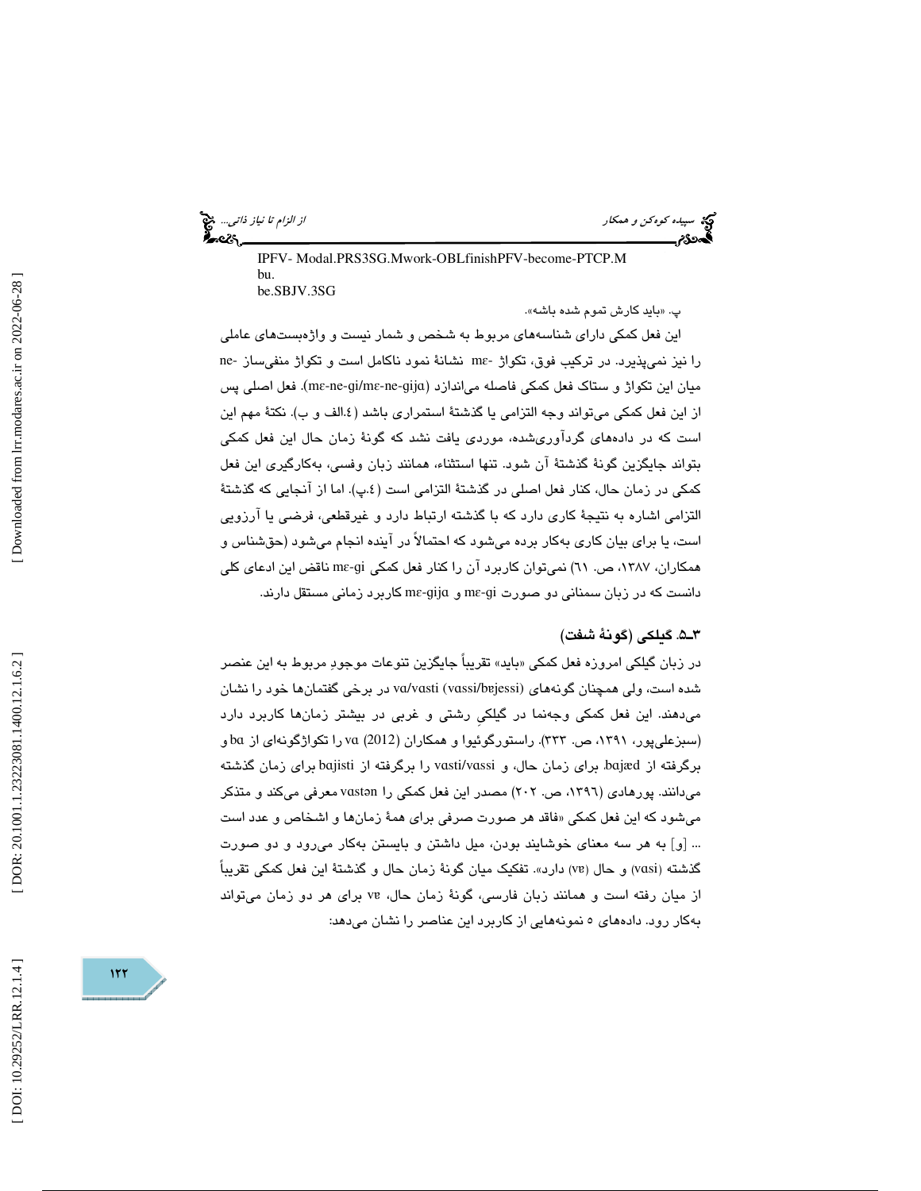IPFV- Modal.PRS3SG.Mwork-OBLfinishPFV-become-PTCP.M
bu.
be.SBJV.3SG

پ. «باید کارش تموم شده باشه».

این فعل کمکی دارای شناسه‌های مربوط به شخص و شمار نیست و واژه‌بست‌های عاملی را نیز نمی‌پذیرد. در ترکیب فوق، تکواژ -mɛ نشانهٔ نمود ناکامل است و تکواژ منفی‌ساز -ne میان این تکواژ و ستاک فعل کمکی فاصله می‌اندازد (mɛ-ne-gi/mɛ-ne-gijɑ). فعل اصلی پس از این فعل کمکی می‌تواند وجه التزامی یا گذشتهٔ استمراری باشد (٤.الف و ب). نکتهٔ مهم این است که در داده‌های گردآوری‌شده، موردی یافت نشد که گونهٔ زمان حال این فعل کمکی بتواند جایگزین گونهٔ گذشتهٔ آن شود. تنها استثناء، همانند زبان وفسی، به‌کارگیری این فعل کمکی در زمان حال، کنار فعل اصلی در گذشتهٔ التزامی است (٤.پ). اما از آنجایی که گذشتهٔ التزامی اشاره به نتیجهٔ کاری دارد که با گذشته ارتباط دارد و غیرقطعی، فرضی یا آرزویی است، یا برای بیان کاری به‌کار برده می‌شود که احتمالاً در آینده انجام می‌شود (حق‌شناس و همکاران، ١٣٨٧، ص. ٦١) نمی‌توان کاربرد آن را کنار فعل کمکی mɛ-gi ناقض این ادعای کلی دانست که در زبان سمنانی دو صورت mɛ-gi و mɛ-gijɑ کاربرد زمانی مستقل دارند.

### ٣ـ٥. گیلکی (گونهٔ شفت)

در زبان گیلکی امروزه فعل کمکی «باید» تقریباً جایگزین تنوعات موجودِ مربوط به این عنصر شده است، ولی همچنان گونه‌های vɑ/vɑsti (vɑssi/bɐjessi) در برخی گفتمان‌ها خود را نشان می‌دهند. این فعل کمکی وجه‌نما در گیلکیِ رشتی و غربی در بیشتر زمان‌ها کاربرد دارد (سبزعلی‌پور، ١٣٩١، ص. ٣٣٣). راستورگوئیوا و همکاران (2012) vɑ را تکواژگونه‌ای از bɑ و برگرفته از bɑjæd برای زمان حال، و vɑsti/vɑssi را برگرفته از bɑjisti برای زمان گذشته می‌دانند. پورهادی (١٣٩٦، ص. ٢٠٢) مصدر این فعل کمکی را vɑstən معرفی می‌کند و متذکر می‌شود که این فعل کمکی «فاقد هر صورت صرفی برای همهٔ زمان‌ها و اشخاص و عدد است ... [و] به هر سه معنای خوشایند بودن، میل داشتن و بایستن به‌کار می‌رود و دو صورت گذشته (vɑsi) و حال (vɐ) دارد». تفکیک میان گونهٔ زمان حال و گذشتهٔ این فعل کمکی تقریباً از میان رفته است و همانند زبان فارسی، گونهٔ زمان حال، vɐ برای هر دو زمان می‌تواند به‌کار رود. داده‌های ٥ نمونه‌هایی از کاربرد این عناصر را نشان می‌دهد: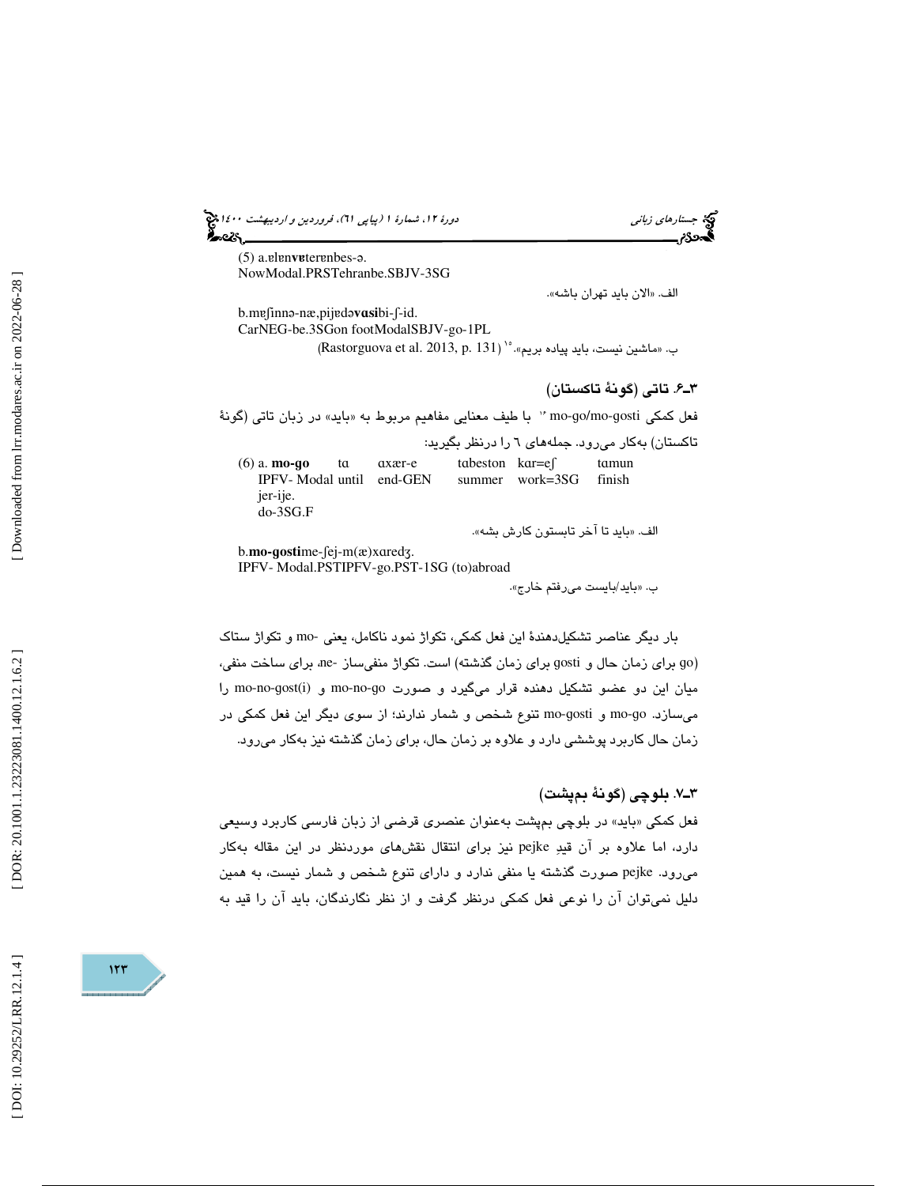(5) a.ɐlɐnvɐterɐnbes-ə.
NowModal.PRSTehranbe.SBJV-3SG

الف. «الان باید تهران باشه».

b.mɐʃinnə-næ,pijɐdəvɑsibi-ʃ-id.
CarNEG-be.3SGon footModalSBJV-go-1PL

ب. «ماشین نیست، باید پیاده بریم».[15] (Rastorguova et al. 2013, p. 131)

### ۳ـ۶. تاتی (گونهٔ تاکستان)

فعل کمکی mo-go/mo-gosti [16] با طیف معنایی مفاهیم مربوط به «باید» در زبان تاتی (گونهٔ تاکستان) به‌کار می‌رود. جمله‌های ٦ را درنظر بگیرید:

(6) a. **mo-go** tɑ ɑxær-e tɑbeston kɑr=eʃ tɑmun jer-ije.
IPFV- Modal until end-GEN summer work=3SG finish do-3SG.F

الف. «باید تا آخر تابستون کارش بشه».

b.**mo-gosti**me-ʃej-m(æ)xɑredʒ.
IPFV- Modal.PSTIPFV-go.PST-1SG (to)abroad

ب. «باید/بایست می‌رفتم خارج».

بار دیگر عناصر تشکیل‌دهندهٔ این فعل کمکی، تکواژ نمود ناکامل، یعنی -mo و تکواژ ستاک (go برای زمان حال و gosti برای زمان گذشته) است. تکواژ منفی‌ساز -ne، برای ساخت منفی، میان این دو عضو تشکیل دهنده قرار می‌گیرد و صورت mo-no-go و mo-no-gost(i) را می‌سازد. mo-go و mo-gosti تنوع شخص و شمار ندارند؛ از سوی دیگر این فعل کمکی در زمان حال کاربرد پوششی دارد و علاوه بر زمان حال، برای زمان گذشته نیز به‌کار می‌رود.

### ۳ـ۷. بلوچی (گونهٔ بمپشت)

فعل کمکی «باید» در بلوچی بمپشت به‌عنوان عنصری قرضی از زبان فارسی کاربرد وسیعی دارد، اما علاوه بر آن قیدِ pejke نیز برای انتقال نقش‌های موردنظر در این مقاله به‌کار می‌رود. pejke صورت گذشته یا منفی ندارد و دارای تنوع شخص و شمار نیست، به همین دلیل نمی‌توان آن را نوعی فعل کمکی درنظر گرفت و از نظر نگارندگان، باید آن را قید به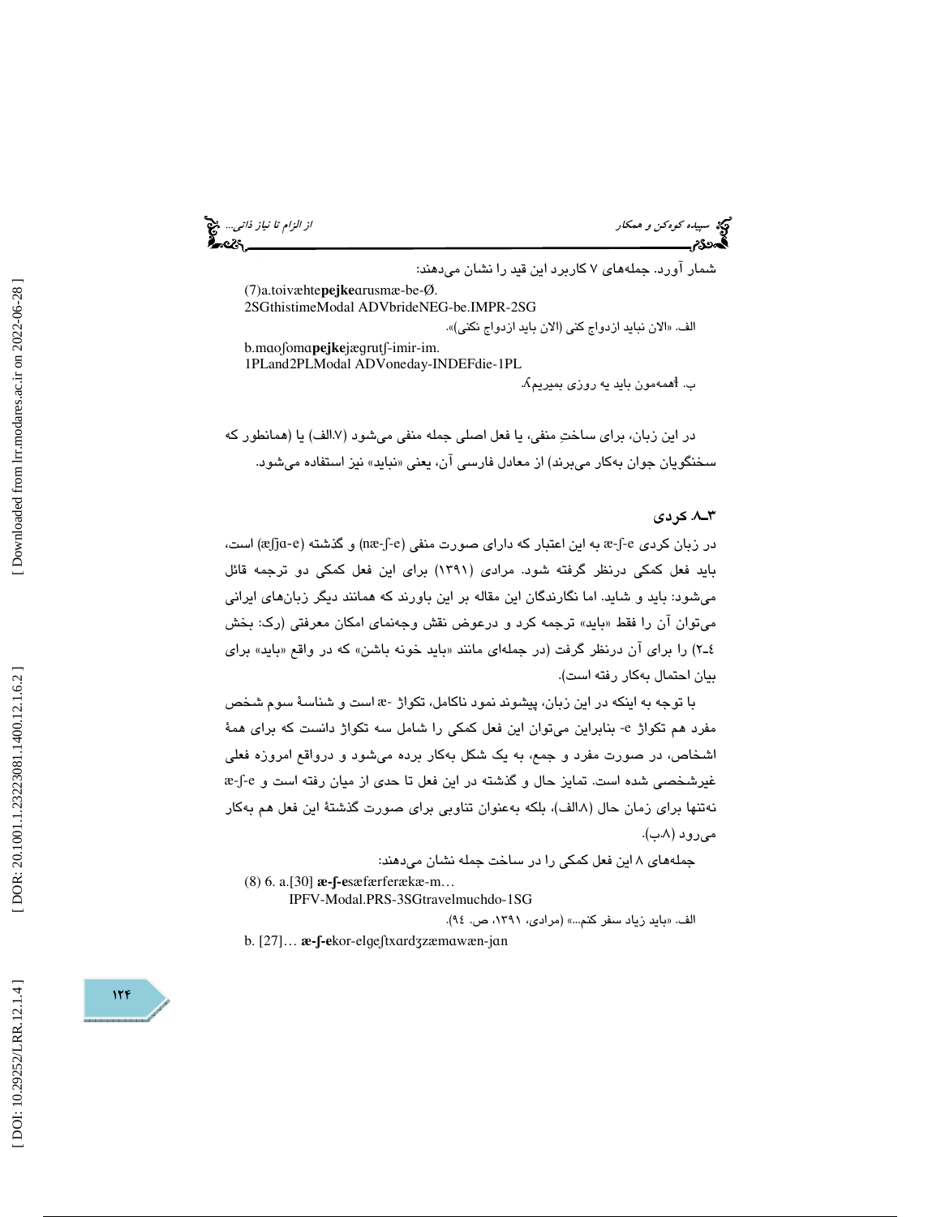شمار آورد. جمله‌های ۷ کاربرد این قید را نشان می‌دهند:

(7)a.toivæhte**pejke**ɑrusmæ-be-Ø.
2SGthistimeModal ADVbrideNEG-be.IMPR-2SG

الف. «الان نباید ازدواج کنی (الان باید ازدواج نکنی)».

b.mɑoʃomɑ**pejke**jægrutʃ-imir-im.
1PLand2PLModal ADVoneday-INDEFdie-1PL

ب. «همه‌مون باید یه روزی بمیریم».

در این زبان، برای ساختِ منفی، یا فعل اصلی جمله منفی می‌شود (۷.الف) یا (همانطور که سخنگویان جوان به‌کار می‌برند) از معادل فارسی آن، یعنی «نباید» نیز استفاده می‌شود.

### ۳ـ۸. کردی

در زبان کردی æ-ʃ-e به این اعتبار که دارای صورت منفی (næ-ʃ-e) و گذشته (æʃjɑ-e) است، باید فعل کمکی درنظر گرفته شود. مرادی (۱۳۹۱) برای این فعل کمکی دو ترجمه قائل می‌شود: باید و شاید. اما نگارندگان این مقاله بر این باورند که همانند دیگر زبان‌های ایرانی می‌توان آن را فقط «باید» ترجمه کرد و درعوض نقش وجه‌نمای امکان معرفتی (رک: بخش ٤ـ٢) را برای آن درنظر گرفت (در جمله‌ای مانند «باید خونه باشن» که در واقع «باید» برای بیان احتمال به‌کار رفته است).

با توجه به اینکه در این زبان، پیشوند نمود ناکامل، تکواژ -æ است و شناسهٔ سوم شخص مفرد هم تکواژ e- بنابراین می‌توان این فعل کمکی را شامل سه تکواژ دانست که برای همهٔ اشخاص، در صورت مفرد و جمع، به یک شکل به‌کار برده می‌شود و درواقع امروزه فعلی غیرشخصی شده است. تمایز حال و گذشته در این فعل تا حدی از میان رفته است و æ-ʃ-e نه‌تنها برای زمان حال (۸.الف)، بلکه به‌عنوان تناوبی برای صورت گذشتهٔ این فعل هم به‌کار می‌رود (۸.ب).

جمله‌های ۸ این فعل کمکی را در ساخت جمله نشان می‌دهند:

(8) 6. a.[30] **æ-ʃ-e**sæfærferækæ-m…
IPFV-Modal.PRS-3SGtravelmuchdo-1SG

الف. «باید زیاد سفر کنم...» (مرادی، ۱۳۹۱، ص. ۹٤).

b. [27]… **æ-ʃ-e**kor-elgeʃtxɑrdʒzæmɑwæn-jɑn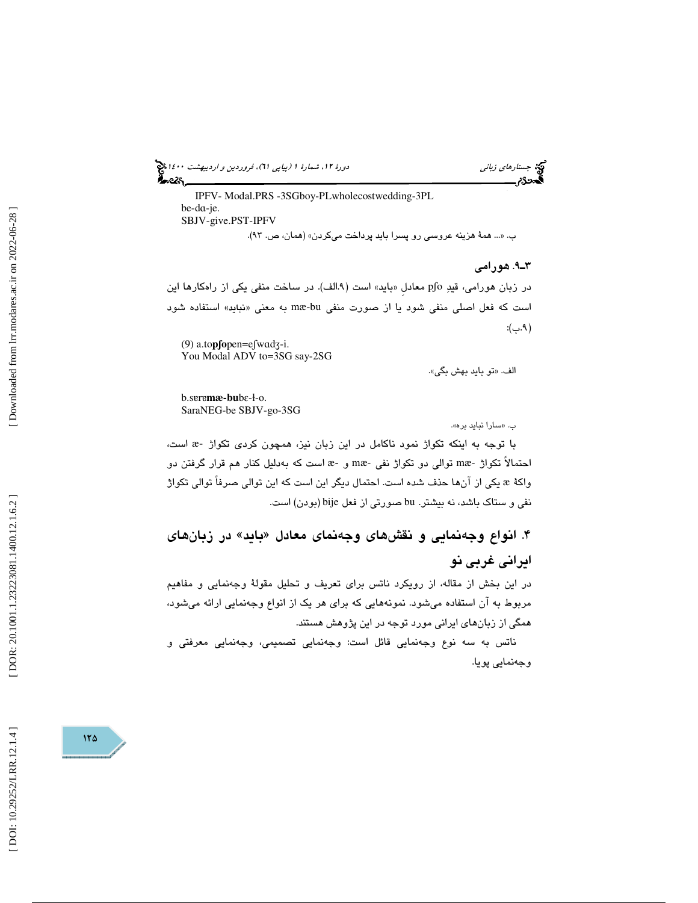IPFV- Modal.PRS -3SGboy-PLwholecostwedding-3PL
be-dɑ-je.
SBJV-give.PST-IPFV

ب. «... همهٔ هزینه عروسی رو پسرا باید پرداخت می‌کردن» (همان، ص. ۹۳).

### ۳ـ۹. هورامی

در زبان هورامی، قیدِ pʃo معادلِ «باید» است (۹.الف). در ساخت منفی یکی از راهکارها این است که فعل اصلی منفی شود یا از صورت منفی mæ-bu به معنی «**نباید**» استفاده شود (۹.ب):

(9) a.to**pʃo**pen=eʃwɑdʒ-i.
You Modal ADV to=3SG say-2SG

الف. «تو باید بهش بگی».

b.sɐrɐ**mæ-bu**bɛ-ɫ-o.
SaraNEG-be SBJV-go-3SG

ب. «سارا نباید بره».

با توجه به اینکه تکواژ نمود ناکامل در این زبان نیز، همچون کردی تکواژ -æ است، احتمالاً تکواژ -mæ توالی دو تکواژ نفی -mæ و -æ است که به‌دلیل کنار هم قرار گرفتن دو واکهٔ æ یکی از آن‌ها حذف شده است. احتمال دیگر این است که این توالی صرفاً توالی تکواژ نفی و ستاک باشد، نه بیشتر. bu صورتی از فعل bije (بودن) است.

## ۴. انواع وجه‌نمایی و نقش‌های وجه‌نمای معادل «باید» در زبان‌های ایرانی غربی نو

در این بخش از مقاله، از رویکرد ناتس برای تعریف و تحلیل مقولهٔ وجه‌نمایی و مفاهیم مربوط به آن استفاده می‌شود. نمونه‌هایی که برای هر یک از انواع وجه‌نمایی ارائه می‌شود، همگی از زبان‌های ایرانی مورد توجه در این پژوهش هستند.

ناتس به سه نوع وجه‌نمایی قائل است: وجه‌نمایی تصمیمی، وجه‌نمایی معرفتی و وجه‌نمایی پویا.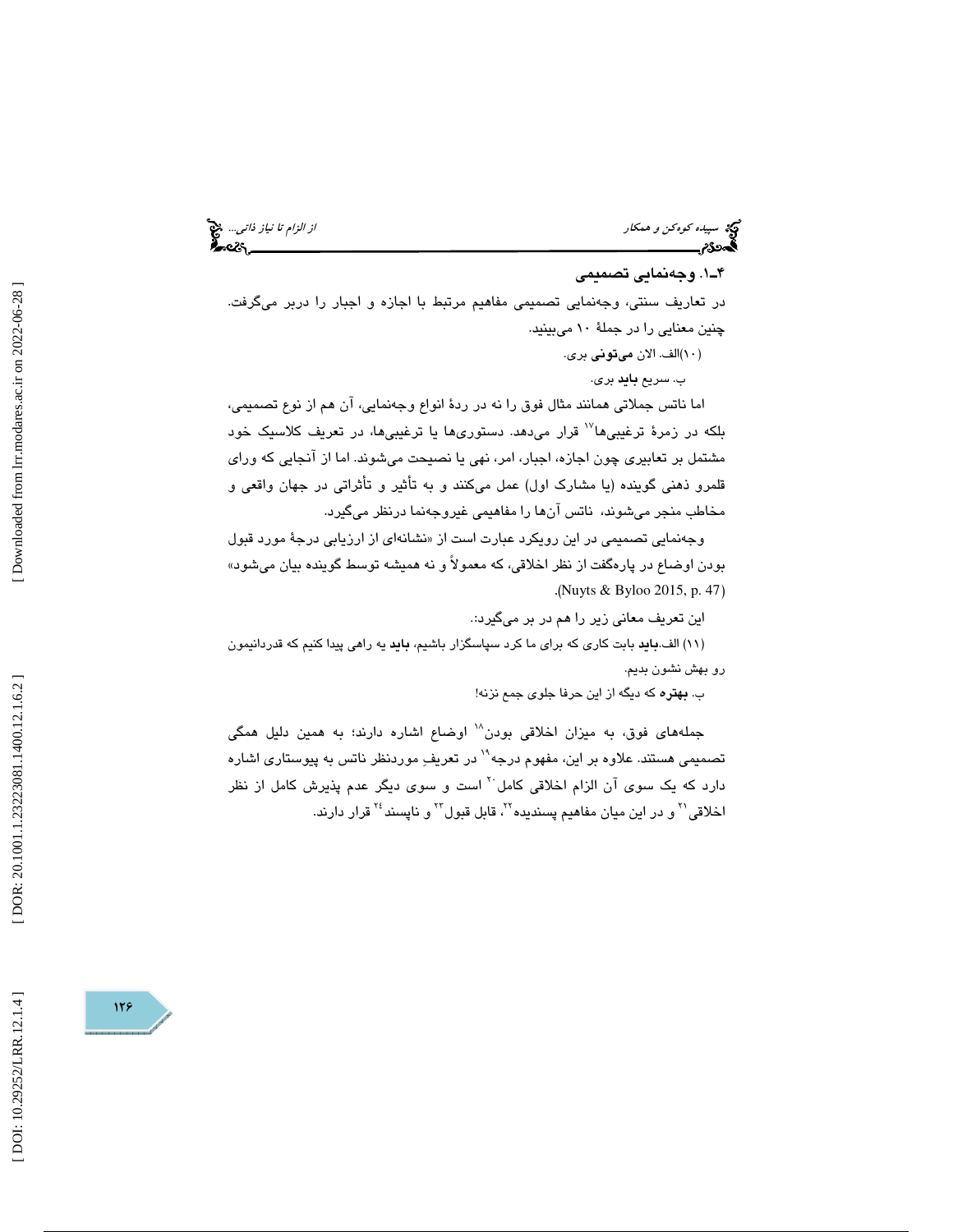### ۴ـ۱. وجه‌نمایی تصمیمی

در تعاریف سنتی، وجه‌نمایی تصمیمی مفاهیم مرتبط با اجازه و اجبار را دربر می‌گرفت. چنین معنایی را در جملۀ ۱۰ می‌بینید.

(۱۰)الف. الان **می‌تونی** بری.

ب. سریع **باید** بری.

اما ناتس جملاتی همانند مثال فوق را نه در ردۀ انواع وجه‌نمایی، آن هم از نوع تصمیمی، بلکه در زمرۀ ترغیبی‌ها[۱۷] قرار می‌دهد. دستوری‌ها یا ترغیبی‌ها، در تعریف کلاسیک خود مشتمل بر تعابیری چون اجازه، اجبار، امر، نهی یا نصیحت می‌شوند. اما از آنجایی که ورای قلمرو ذهنی گوینده (یا مشارک اول) عمل می‌کنند و به تأثیر و تأثراتی در جهان واقعی و مخاطب منجر می‌شوند، ناتس آن‌ها را مفاهیمی غیروجه‌نما درنظر می‌گیرد.

وجه‌نمایی تصمیمی در این رویکرد عبارت است از «نشانه‌ای از ارزیابی درجۀ مورد قبول بودن اوضاع در پاره‌گفت از نظر اخلاقی، که معمولاً و نه همیشه توسط گوینده بیان می‌شود» (Nuyts & Byloo 2015, p. 47).

این تعریف معانی زیر را هم در بر می‌گیرد:.

(۱۱) الف.**باید** بابت کاری که برای ما کرد سپاسگزار باشیم، **باید** یه راهی پیدا کنیم که قدردانیمون رو بهش نشون بدیم.

ب. **بهتره** که دیگه از این حرفا جلوی جمع نزنه!

جمله‌های فوق، به میزان اخلاقی بودن[۱۸] اوضاع اشاره دارند؛ به همین دلیل همگی تصمیمی هستند. علاوه بر این، مفهوم درجه[۱۹] در تعریفِ موردنظر ناتس به پیوستاری اشاره دارد که یک سوی آن الزام اخلاقی کامل[۲۰] است و سوی دیگر عدم پذیرش کامل از نظر اخلاقی[۲۱] و در این میان مفاهیم پسندیده[۲۲]، قابل قبول[۲۳] و ناپسند[۲۴] قرار دارند.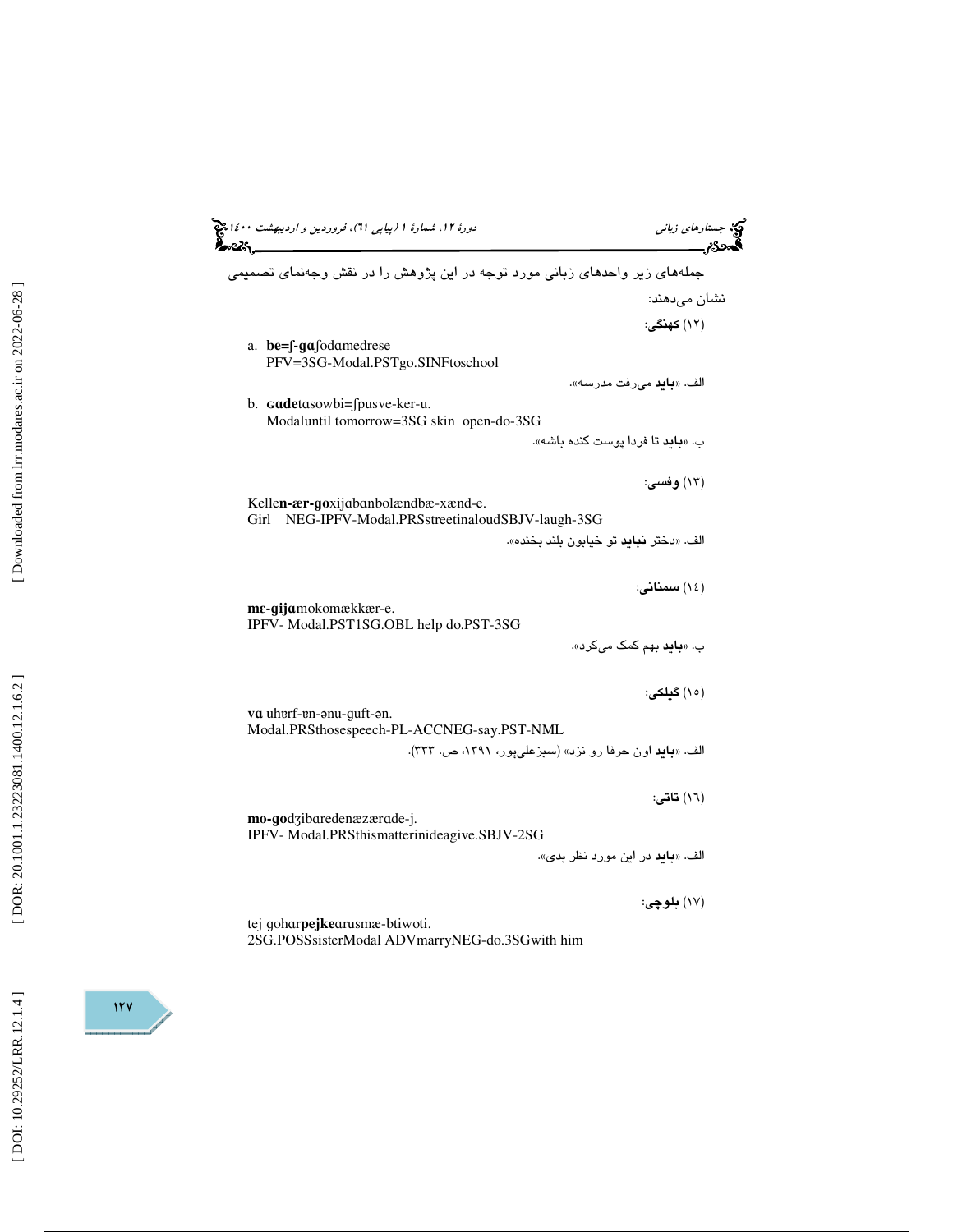جمله‌های زیر واحدهای زبانی مورد توجه در این پژوهش را در نقش وجه‌نمای تصمیمی نشان می‌دهند:

(۱۲) **کهنگی**:

a. **be=ʃ-gɑ**ʃodɑmedrese
PFV=3SG-Modal.PSTgo.SINFtoschool

الف. «**باید** می‌رفت مدرسه».

b. **ɢɑde**tɑsowbi=ʃpusve-ker-u.
Modaluntil tomorrow=3SG skin open-do-3SG

ب. «**باید** تا فردا پوست کنده باشه».

(۱۳) **وفسی**:

Kelle**n-ær-go**xijɑbɑnbolændbæ-xænd-e.
Girl NEG-IPFV-Modal.PRSstreetinaloudSBJV-laugh-3SG

الف. «دختر **نباید** تو خیابون بلند بخنده».

(۱٤) **سمنانی**:

**mɛ-gijɑ**mokomækkær-e.
IPFV- Modal.PST1SG.OBL help do.PST-3SG

ب. «**باید** بهم کمک می‌کرد».

(۱۵) **گیلکی**:

**vɑ** uhɐrf-ɐn-ənu-guft-ən.
Modal.PRSthosespeech-PL-ACCNEG-say.PST-NML

الف. «**باید** اون حرفا رو نزد» (سبزعلی‌پور، ۱۳۹۱، ص. ۳۳۳).

(۱٦) **تاتی**:

**mo-go**dʒibɑredenæzærɑde-j.
IPFV- Modal.PRSthismatterinideagive.SBJV-2SG

الف. «**باید** در این مورد نظر بدی».

(۱۷) **بلوچی**:

tej gohɑr**pejke**ɑrusmæ-btiwoti.
2SG.POSSsisterModal ADVmarryNEG-do.3SGwith him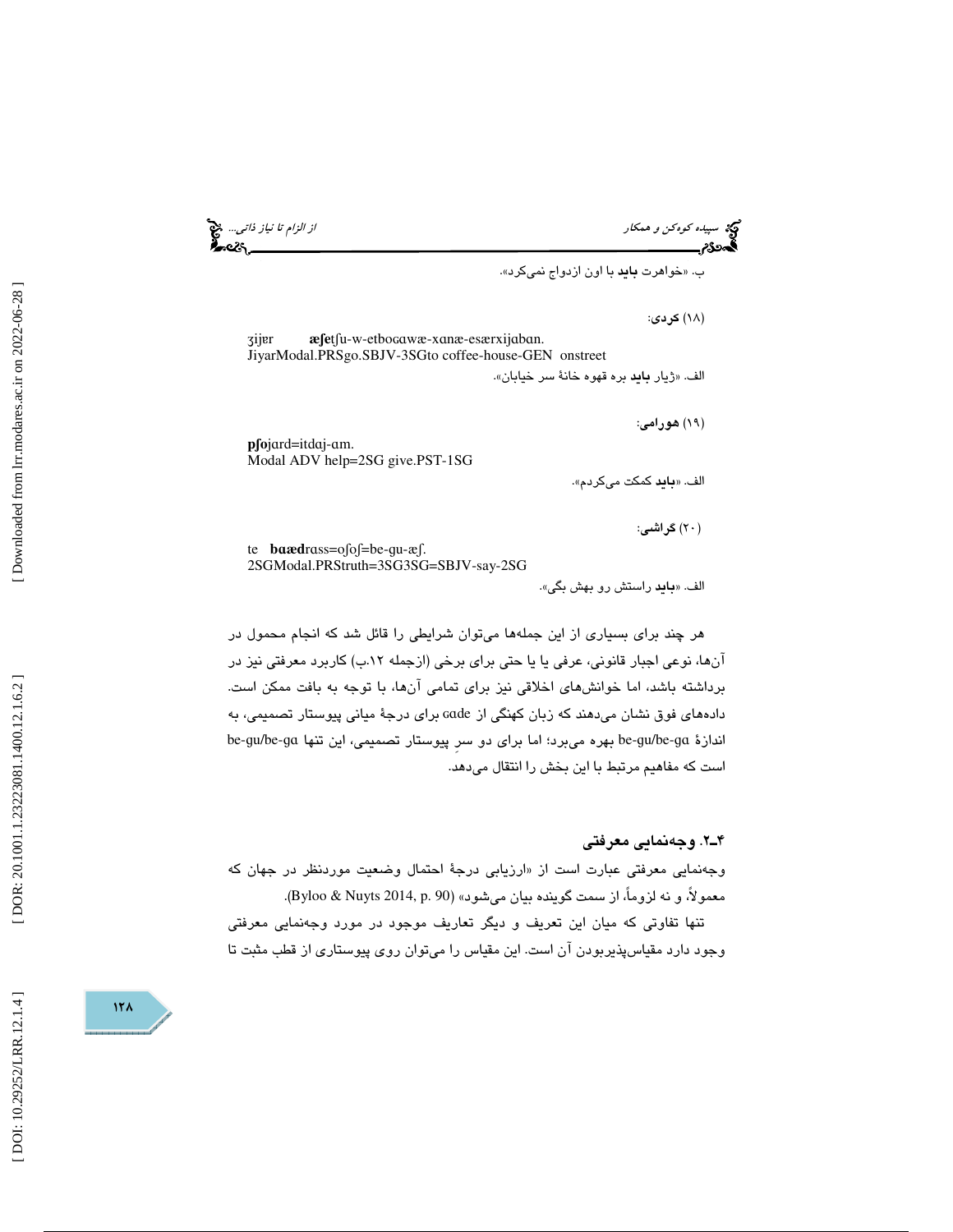ب. «خواهرت **باید** با اون ازدواج نمی‌کرد».

(۱۸) **کردی**:

ʒijær **æʃe**tʃu-w-etboɢawæ-xɑnæ-esærxijabɑn.
JiyarModal.PRSgo.SBJV-3SGto coffee-house-GEN onstreet

الف. «ژیار **باید** بره قهوه خانهٔ سر خیابان».

(۱۹) **هورامی**:

**pʃo**jɑrd=itdɑj-ɑm.
Modal ADV help=2SG give.PST-1SG

الف. «**باید** کمکت می‌کردم».

(۲۰) **گراشی**:

te **bɑæd**rɑss=oʃoʃ=be-gu-æʃ.
2SGModal.PRStruth=3SG3SG=SBJV-say-2SG

الف. «**باید** راستش رو بهش بگی».

هر چند برای بسیاری از این جمله‌ها می‌توان شرایطی را قائل شد که انجام محمول در آن‌ها، نوعی اجبار قانونی، عرفی یا یا حتی برای برخی (ازجمله ۱۲.ب) کاربرد معرفتی نیز در برداشته باشد، اما خوانش‌های اخلاقی نیز برای تمامی آن‌ها، با توجه به بافت ممکن است. داده‌های فوق نشان می‌دهند که زبان کهنگی از ɢade برای درجهٔ میانی پیوستار تصمیمی، به اندازهٔ be-gu/be-gɑ بهره می‌برد؛ اما برای دو سرِ پیوستار تصمیمی، این تنها be-gu/be-gɑ است که مفاهیم مرتبط با این بخش را انتقال می‌دهد.

## ۴ـ۲. وجه‌نمایی معرفتی

وجه‌نمایی معرفتی عبارت است از «ارزیابی درجهٔ احتمال وضعیت موردنظر در جهان که معمولاً، و نه لزوماً، از سمت گوینده بیان می‌شود» (Byloo & Nuyts 2014, p. 90).

تنها تفاوتی که میان این تعریف و دیگر تعاریف موجود در مورد وجه‌نمایی معرفتی وجود دارد مقیاس‌پذیربودن آن است. این مقیاس را می‌توان روی پیوستاری از قطب مثبت تا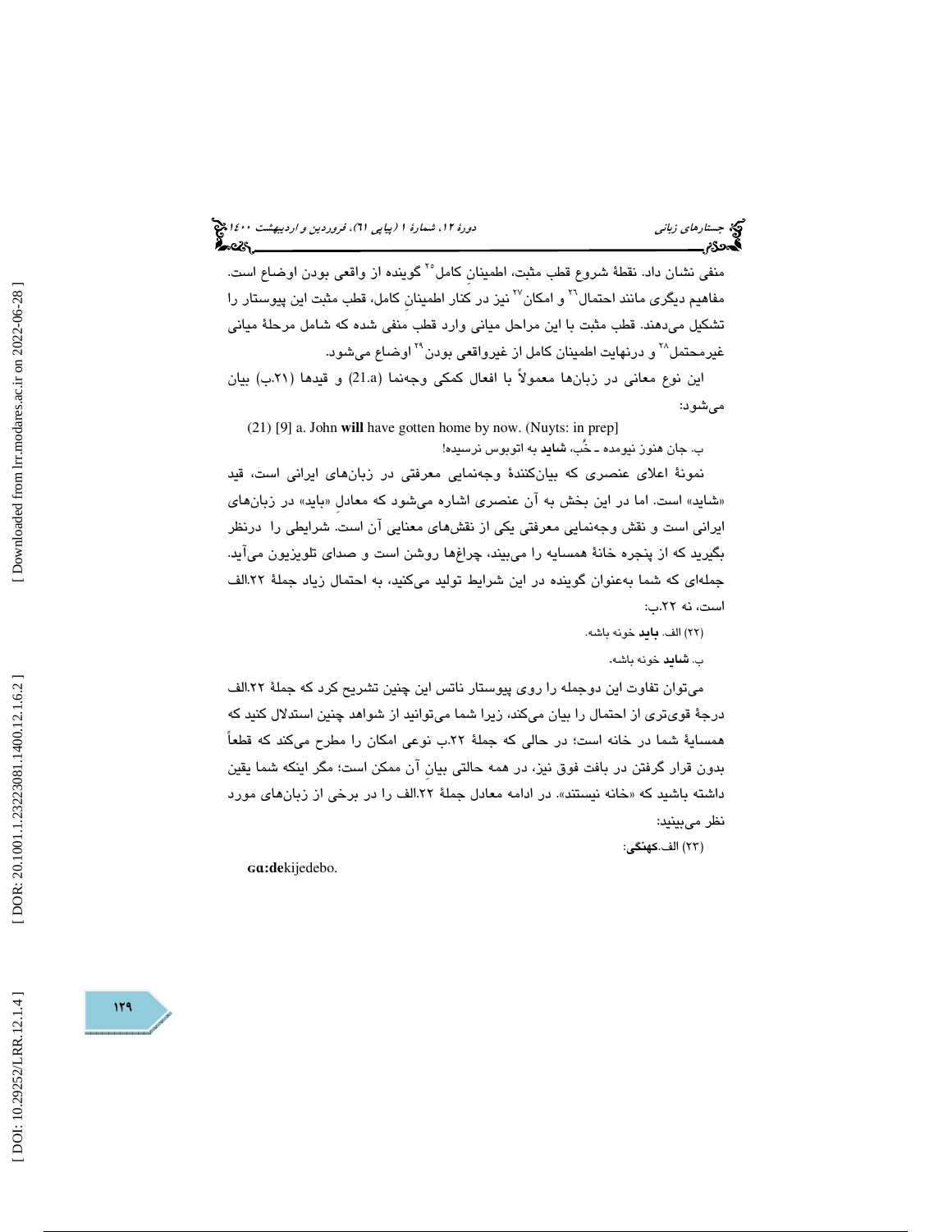منفی نشان داد. نقطهٔ شروع قطب مثبت، اطمینانِ کامل[25] گوینده از واقعی بودن اوضاع است. مفاهیم دیگری مانند احتمال[26] و امکان[27] نیز در کنار اطمینانِ کامل، قطب مثبت این پیوستار را تشکیل می‌دهند. قطب مثبت با این مراحل میانی وارد قطب منفی شده که شامل مرحلهٔ میانی غیرمحتمل[28] و درنهایت اطمینان کامل از غیرواقعی بودن[29] اوضاع می‌شود.

این نوع معانی در زبان‌ها معمولاً با افعال کمکی وجه‌نما (21.a) و قیدها (۲۱.ب) بیان می‌شود:

(21) [9] a. John **will** have gotten home by now. (Nuyts: in prep]

ب. جان هنوز نیومده ـ خُب، **شاید** به اتوبوس نرسیده!

نمونهٔ اعلای عنصری که بیان‌کنندهٔ وجه‌نمایی معرفتی در زبان‌های ایرانی است، قید «شاید» است. اما در این بخش به آن عنصری اشاره می‌شود که معادلِ «باید» در زبان‌های ایرانی است و نقش وجه‌نمایی معرفتی یکی از نقش‌های معنایی آن است. شرایطی را درنظر بگیرید که از پنجره خانهٔ همسایه را می‌بینید، چراغ‌ها روشن است و صدای تلویزیون می‌آید. جمله‌ای که شما به‌عنوان گوینده در این شرایط تولید می‌کنید، به احتمال زیاد جملهٔ ۲۲.الف است، نه ۲۲.ب:

(۲۲) الف. **باید** خونه باشه.

ب. **شاید** خونه باشه.

می‌توان تفاوت این دوجمله را روی پیوستار ناتس این چنین تشریح کرد که جملهٔ ۲۲.الف درجهٔ قوی‌تری از احتمال را بیان می‌کند، زیرا شما می‌توانید از شواهد چنین استدلال کنید که همسایهٔ شما در خانه است؛ در حالی که جملهٔ ۲۲.ب نوعی امکان را مطرح می‌کند که قطعاً بدون قرار گرفتن در بافت فوق نیز، در همه حالتی بیانِ آن ممکن است؛ مگر اینکه شما یقین داشته باشید که «خانه نیستند». در ادامه معادل جملهٔ ۲۲.الف را در برخی از زبان‌های مورد نظر می‌بینید:

(۲۳) الف.**کهنگی**:

**ɢɑ:de**kijedebo.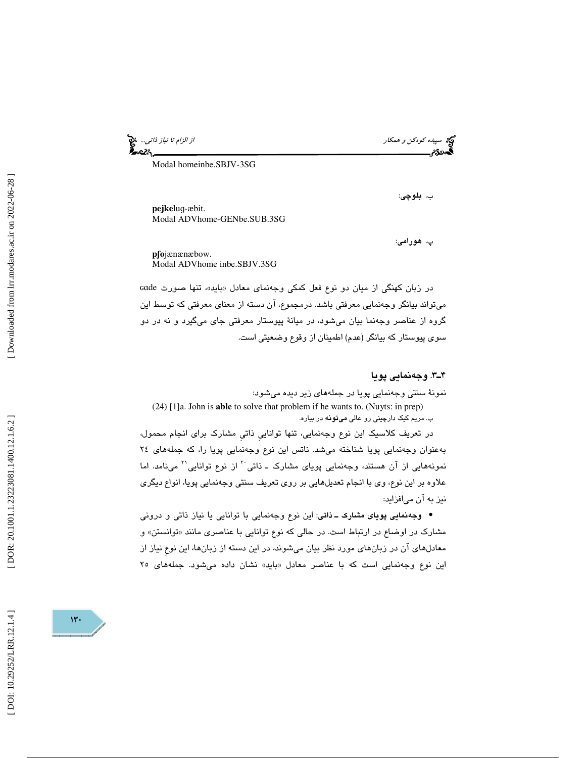Modal homeinbe.SBJV-3SG

ب. **بلوچی**:

**pejke**lug-æbit.
Modal ADVhome-GENbe.SUB.3SG

پ. **هورامی**:

**pʃo**jænænæbow.
Modal ADVhome inbe.SBJV.3SG

در زبان کهنگی از میان دو نوع فعل کمکی وجه‌نمای معادل «باید»، تنها صورت ɑde می‌تواند بیانگر وجه‌نمایی معرفتی باشد. درمجموع، آن دسته از معنای معرفتی که توسط این گروه از عناصر وجه‌نما بیان می‌شود، در میانهٔ پیوستار معرفتی جای می‌گیرد و نه در دو سوی پیوستار که بیانگر (عدم) اطمینان از وقوع وضعیتی است.

## ۴ـ۳. وجه‌نمایی پویا

نمونهٔ سنتی وجه‌نمایی پویا در جمله‌های زیر دیده می‌شود:

(24) [1]a. John is **able** to solve that problem if he wants to. (Nuyts: in prep)

ب. مریم کیک دارچینی رو عالی **می‌تونه** در بیاره.

در تعریف کلاسیک این نوع وجه‌نمایی، تنها توانایی ذاتیِ مشارک برای انجام محمول، به‌عنوان وجه‌نمایی پویا شناخته می‌شد. ناتس این نوع وجه‌نمایی پویا را، که جمله‌های ۲۴ نمونه‌هایی از آن هستند، وجه‌نمایی پویای مشارک ـ ذاتی[30] از نوع توانایی[31] می‌نامد. اما علاوه بر این نوع، وی با انجام تعدیل‌هایی بر روی تعریف سنتی وجه‌نمایی پویا، انواع دیگری نیز به آن می‌افزاید:

- **وجه‌نمایی پویای مشارک ـ ذاتی**: این نوع وجه‌نمایی با توانایی یا نیاز ذاتی و درونی مشارک در اوضاع در ارتباط است. در حالی که نوع توانایی با عناصری مانند «توانستن» و معادل‌های آن در زبان‌های مورد نظر بیان می‌شوند، در این دسته از زبان‌ها، این نوعِ نیاز از این نوع وجه‌نمایی است که با عناصر معادل «باید» نشان داده می‌شود. جمله‌های ۲۵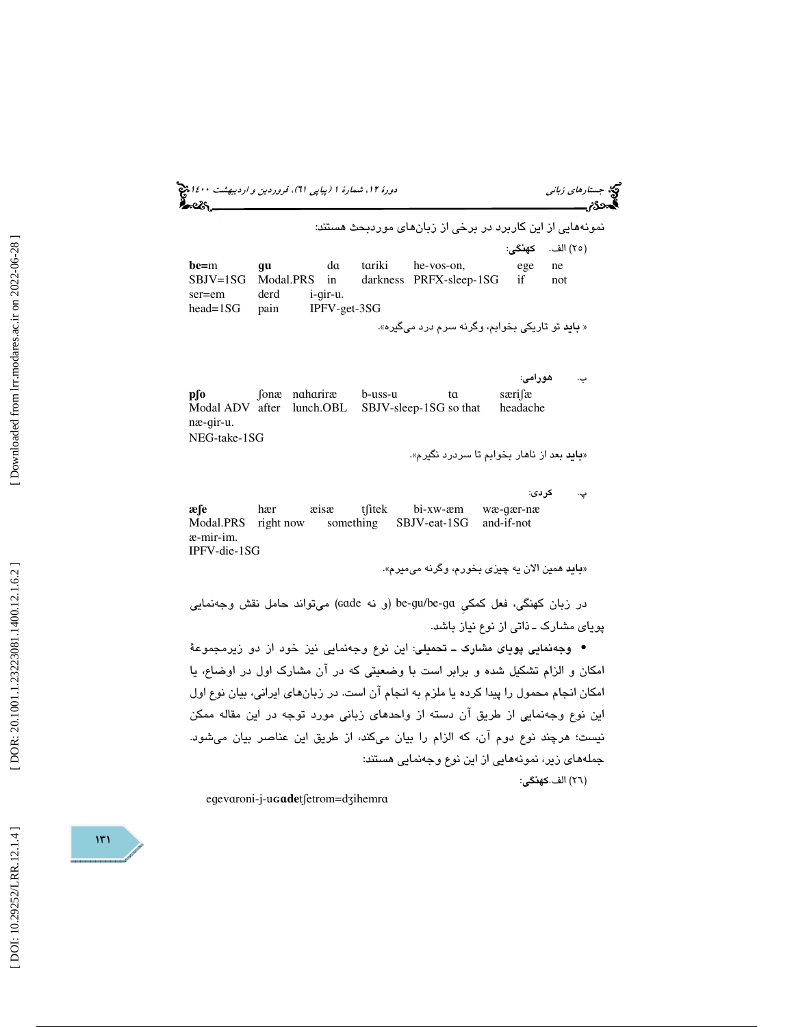نمونه‌هایی از این کاربرد در برخی از زبان‌های موردبحث هستند:

(۲۵) الف. **کهنگی**:

| **be=m** | **gu** | dɑ | tɑriki | he-vos-on, | ege | ne |
|---|---|---|---|---|---|---|
| SBJV=1SG | Modal.PRS | in | darkness | PRFX-sleep-1SG | if | not |
| ser=em | derd | i-gir-u. | | | | |
| head=1SG | pain | IPFV-get-3SG | | | | |

« **باید** تو تاریکی بخوابم، وگرنه سرم درد می‌گیره».

ب. **هورامی**:

| **pʃo** | ʃonæ | nɑhɑriræ | b-uss-u | tɑ | særiʃæ |
|---|---|---|---|---|---|
| Modal ADV | after | lunch.OBL | SBJV-sleep-1SG | so that | headache |
| næ-gir-u. | | | | | |
| NEG-take-1SG | | | | | |

«**باید** بعد از ناهار بخوابم تا سردرد نگیرم».

پ. **کردی**:

| **æʃe** | hær | æisæ | tʃitek | bi-xw-æm | wæ-gær-næ |
|---|---|---|---|---|---|
| Modal.PRS | right now | | something | SBJV-eat-1SG | and-if-not |
| æ-mir-im. | | | | | |
| IPFV-die-1SG | | | | | |

«**باید** همین الان یه چیزی بخورم، وگرنه می‌میرم».

در زبان کهنگی، فعل کمکیِ be-gu/be-gɑ (و نه ɢɑde) می‌تواند حامل نقش وجه‌نمایی پویای مشارک ـ ذاتی از نوع نیاز باشد.

- **وجه‌نمایی پویای مشارک ـ تحمیلی**: این نوع وجه‌نمایی نیز خود از دو زیرمجموعهٔ امکان و الزام تشکیل شده و برابر است با وضعیتی که در آن مشارک اول در اوضاع، یا امکان انجام محمول را پیدا کرده یا ملزم به انجام آن است. در زبان‌های ایرانی، بیان نوع اول این نوع وجه‌نمایی از طریق آن دسته از واحدهای زبانی مورد توجه در این مقاله ممکن نیست؛ هرچند نوع دوم آن، که الزام را بیان می‌کند، از طریق این عناصر بیان می‌شود. جمله‌های زیر، نمونه‌هایی از این نوع وجه‌نمایی هستند:

(۲۶) الف.**کهنگی**:

egevɑroni-j-u**ɢɑde**tʃetrom=dʒihemrɑ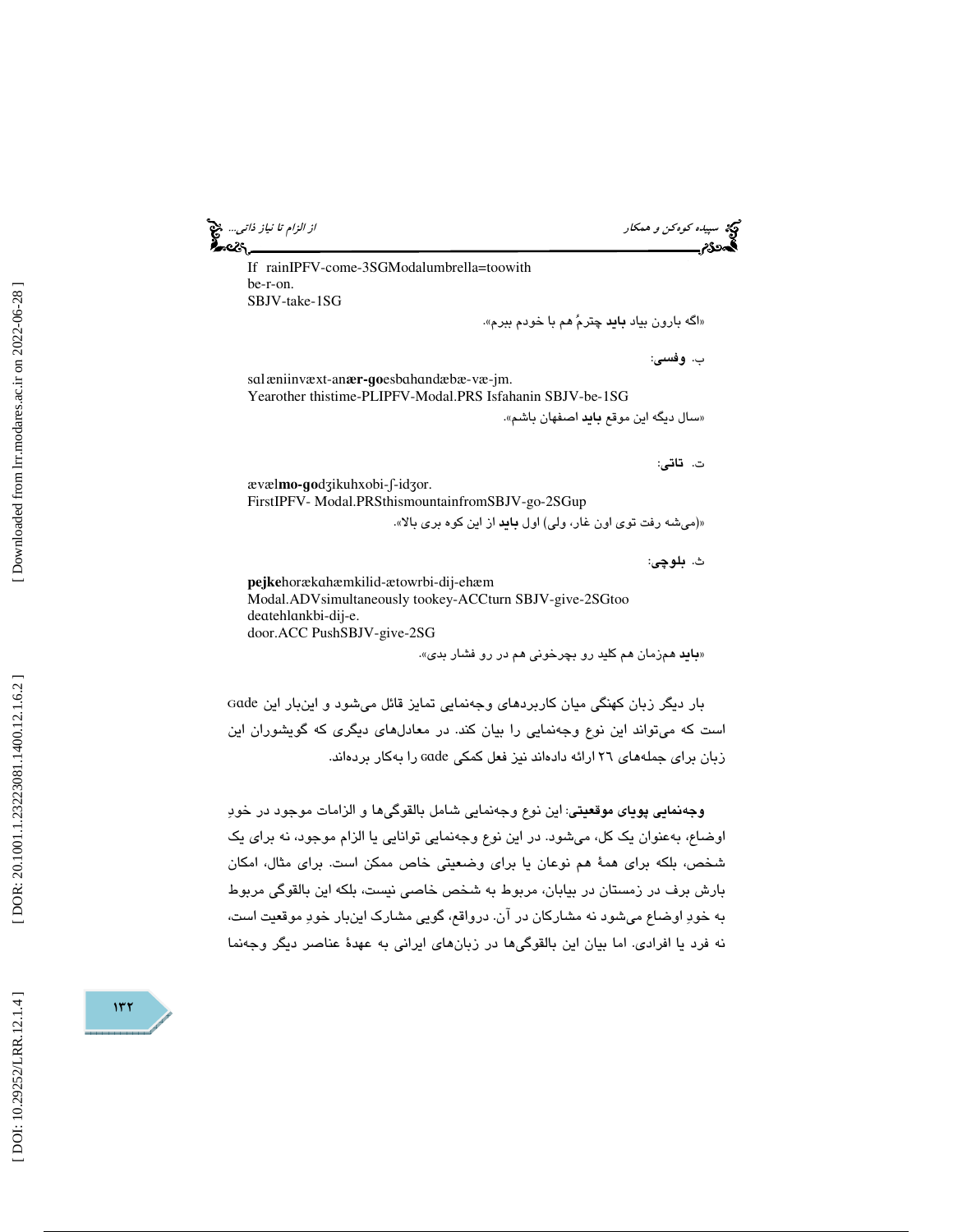If rainIPFV-come-3SGModalumbrella=toowith
be-r-on.
SBJV-take-1SG

«اگه بارون بیاد **باید** چترمُ هم با خودم ببرم».

ب. **وفسی**:

sɑlæniinvæxt-an**ær-go**esbɑhɑndæbæ-væ-jm.
Yearother thistime-PLIPFV-Modal.PRS Isfahanin SBJV-be-1SG

«سال دیگه این موقع **باید** اصفهان باشم».

ت. **تاتی**:

ævæl**mo-go**dʒikuhxobi-ʃ-idʒor.
FirstIPFV- Modal.PRSthismountainfromSBJV-go-2SGup

«(می‌شه رفت توی اون غار، ولی) اول **باید** از این کوه بری بالا».

ث. **بلوچی**:

**pejke**horækɑhæmkilid-ætowrbi-dij-ehæm
Modal.ADVsimultaneously tookey-ACCturn SBJV-give-2SGtoo
deɑtehlɑnkbi-dij-e.
door.ACC PushSBJV-give-2SG

«**باید** همزمان هم کلید رو بچرخونی هم در رو فشار بدی».

بار دیگر زبان کهنگی میان کاربردهای وجه‌نمایی تمایز قائل می‌شود و این‌بار این Gɑde است که می‌تواند این نوع وجه‌نمایی را بیان کند. در معادل‌های دیگری که گویشوران این زبان برای جمله‌های ۲۶ ارائه داده‌اند نیز فعل کمکی Gɑde را به‌کار برده‌اند.

**وجه‌نمایی پویای موقعیتی**: این نوع وجه‌نمایی شامل بالقوگی‌ها و الزامات موجود در خودِ اوضاع، به‌عنوان یک کل، می‌شود. در این نوع وجه‌نمایی توانایی یا الزام موجود، نه برای یک شخص، بلکه برای همهٔ هم نوعان یا برای وضعیتی خاص ممکن است. برای مثال، امکان بارش برف در زمستان در بیابان، مربوط به شخص خاصی نیست، بلکه این بالقوگی مربوط به خودِ اوضاع می‌شود نه مشارکان در آن. درواقع، گویی مشارک این‌بار خودِ موقعیت است، نه فرد یا افرادی. اما بیان این بالقوگی‌ها در زبان‌های ایرانی به عهدهٔ عناصر دیگر وجه‌نما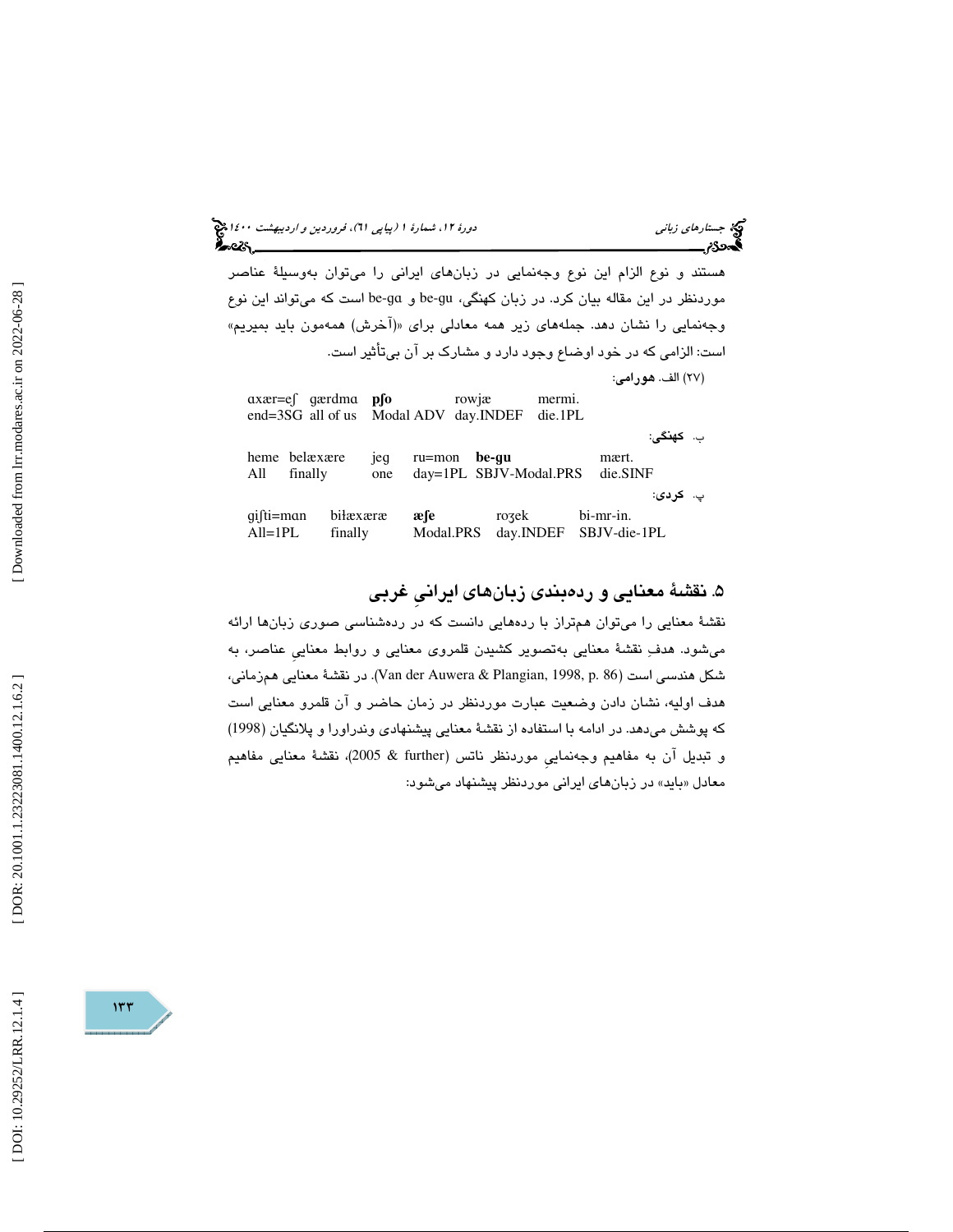هستند و نوع الزام این نوع وجه‌نمایی در زبان‌های ایرانی را می‌توان به‌وسیلهٔ عناصر موردنظر در این مقاله بیان کرد. در زبان کهنگی، be-gu و be-gɑ است که می‌تواند این نوع وجه‌نمایی را نشان دهد. جمله‌های زیر همه معادلی برای «(آخرش) همه‌مون باید بمیریم» است: الزامی که در خود اوضاع وجود دارد و مشارک بر آن بی‌تأثیر است.

(۲۷) الف. **هورامی**:

| ɑxær=eʃ | gærdmɑ | **pʃo** | rowjæ | mermi. |
|---|---|---|---|---|
| end=3SG | all of us | Modal ADV | day.INDEF | die.1PL |

ب. **کهنگی**:

| heme | belæxære | jeg | ru=mon | **be-gu** | mært. |
|---|---|---|---|---|---|
| All | finally | one | day=1PL | SBJV-Modal.PRS | die.SINF |

پ. **کردی**:

| gɪʃti=mɑn | biłæxæræ | **æʃe** | roʒek | bi-mr-in. |
|---|---|---|---|---|
| All=1PL | finally | Modal.PRS | day.INDEF | SBJV-die-1PL |

## ۵. نقشهٔ معنایی و رده‌بندی زبان‌های ایرانیِ غربی

نقشهٔ معنایی را می‌توان هم‌تراز با رده‌هایی دانست که در رده‌شناسی صوری زبان‌ها ارائه می‌شود. هدفِ نقشهٔ معنایی به‌تصویر کشیدن قلمروی معنایی و روابط معناییِ عناصر، به شکل هندسی است (Van der Auwera & Plangian, 1998, p. 86). در نقشهٔ معنایی هم‌زمانی، هدف اولیه، نشان دادن وضعیت عبارت موردنظر در زمان حاضر و آن قلمرو معنایی است که پوشش می‌دهد. در ادامه با استفاده از نقشهٔ معنایی پیشنهادی وندراورا و پلانگیان (1998) و تبدیل آن به مفاهیم وجه‌نماییِ موردنظر ناتس (2005 & further)، نقشهٔ معنایی مفاهیم معادل «باید» در زبان‌های ایرانی موردنظر پیشنهاد می‌شود: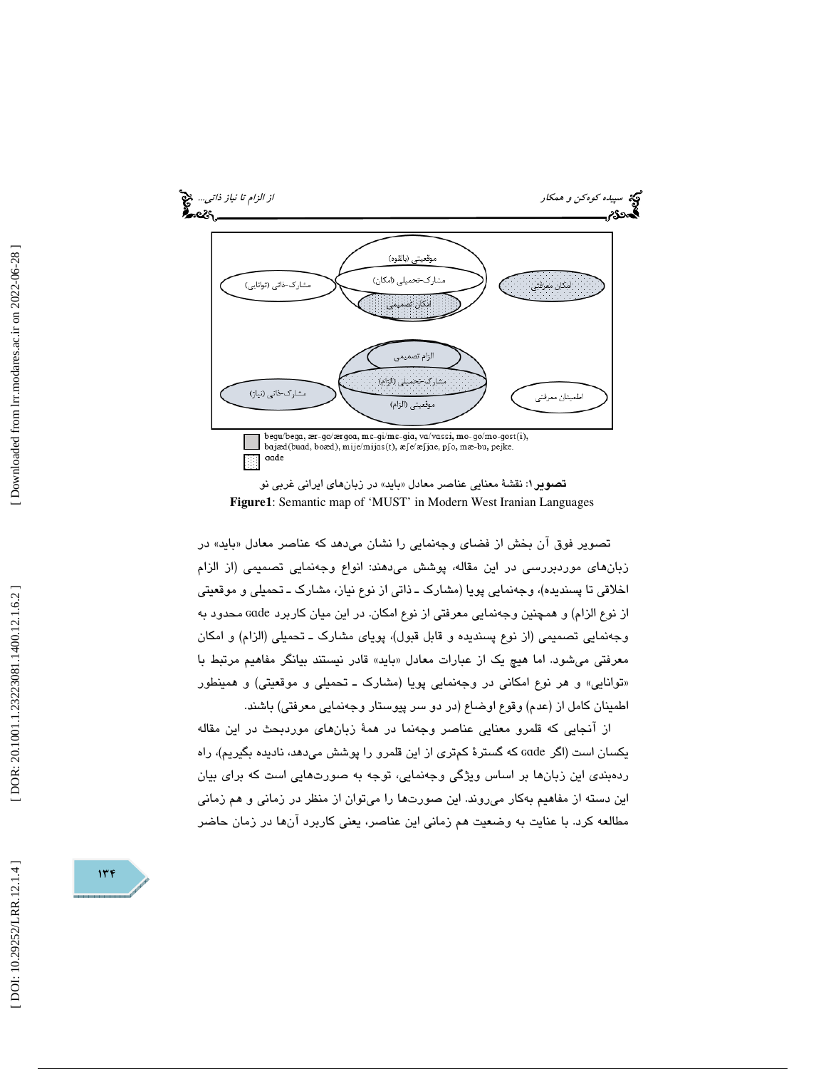| | | |
|---|---|---|
| مشارک-ذاتی (توانایی) | موقعیتی (بالقوه) / مشارک-تحمیلی (امکان) / امکان تصمیمی | امکان معرفتی |
| مشارک-ذاتی (نیاز) | الزام تصمیمی / مشارک-تحمیلی (الزام) / موقعیتی (الزام) | اطمینان معرفتی |

begu/bega, ær-go/ærgoa, me-gi/me-gia, va/vassi, mo-go/mo-gost(i), bajæd(buad, boæd), mije/mijas(t), æʃe/æʃjae, pʃo, mæ-bu, pejke.

ɢade

**تصویر ۱**: نقشهٔ معنایی عناصر معادل «باید» در زبان‌های ایرانی غربی نو

**Figure1**: Semantic map of 'MUST' in Modern West Iranian Languages

تصویر فوق آن بخش از فضای وجه‌نمایی را نشان می‌دهد که عناصر معادل «باید» در زبان‌های موردبررسی در این مقاله، پوشش می‌دهند: انواع وجه‌نمایی تصمیمی (از الزام اخلاقی تا پسندیده)، وجه‌نمایی پویا (مشارک ـ ذاتی از نوع نیاز، مشارک ـ تحمیلی و موقعیتی از نوع الزام) و همچنین وجه‌نمایی معرفتی از نوع امکان. در این میان کاربرد ɢade محدود به وجه‌نمایی تصمیمی (از نوع پسندیده و قابل قبول)، پویای مشارک ـ تحمیلی (الزام) و امکان معرفتی می‌شود. اما هیچ یک از عبارات معادل «باید» قادر نیستند بیانگر مفاهیم مرتبط با «توانایی» و هر نوع امکانی در وجه‌نمایی پویا (مشارک ـ تحمیلی و موقعیتی) و همینطور اطمینان کامل از (عدم) وقوع اوضاع (در دو سر پیوستار وجه‌نمایی معرفتی) باشند.

از آنجایی که قلمرو معنایی عناصر وجه‌نما در همهٔ زبان‌های موردبحث در این مقاله یکسان است (اگر ɢade که گسترهٔ کم‌تری از این قلمرو را پوشش می‌دهد، نادیده بگیریم)، راه رده‌بندی این زبان‌ها بر اساس ویژگی وجه‌نمایی، توجه به صورت‌هایی است که برای بیان این دسته از مفاهیم به‌کار می‌روند. این صورت‌ها را می‌توان از منظر در زمانی و هم زمانی مطالعه کرد. با عنایت به وضعیت هم زمانی این عناصر، یعنی کاربرد آن‌ها در زمان حاضر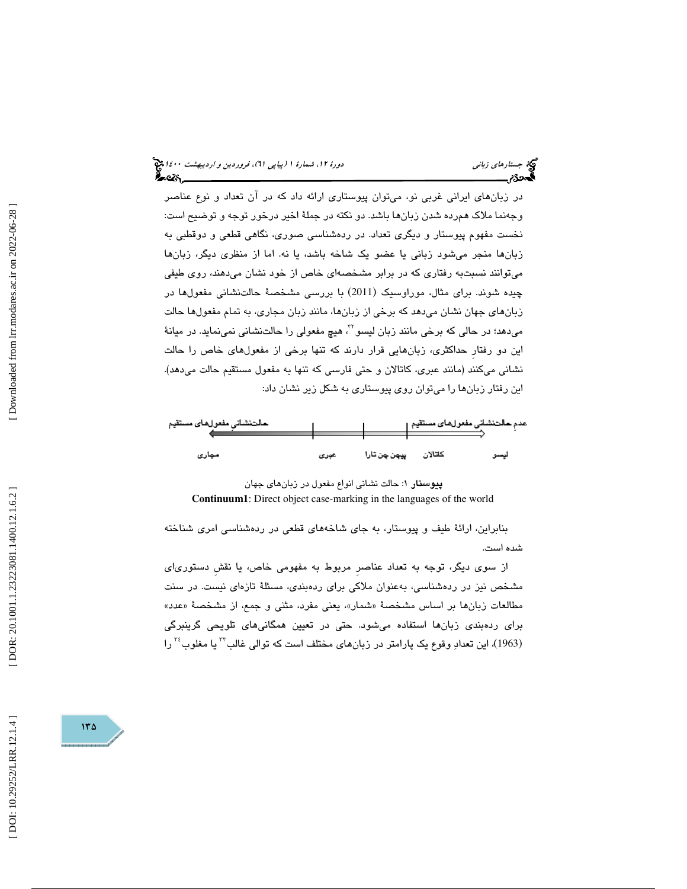در زبان‌های ایرانی غربی نو، می‌توان پیوستاری ارائه داد که در آن تعداد و نوع عناصر وجه‌نما ملاک هم‌رده شدن زبان‌ها باشد. دو نکته در جملهٔ اخیر درخور توجه و توضیح است: نخست مفهوم پیوستار و دیگری تعداد. در رده‌شناسی صوری، نگاهی قطعی و دوقطبی به زبان‌ها منجر می‌شود زبانی یا عضو یک شاخه باشد، یا نه. اما از منظری دیگر، زبان‌ها می‌توانند نسبت‌به رفتاری که در برابر مشخصه‌ای خاص از خود نشان می‌دهند، روی طیفی چیده شوند. برای مثال، موراوسیک (2011) با بررسی مشخصهٔ حالت‌نشانی مفعول‌ها در زبان‌های جهان نشان می‌دهد که برخی از زبان‌ها، مانند زبان مجاری، به تمام مفعول‌ها حالت می‌دهد؛ در حالی که برخی مانند زبان لیسو[32]، هیچ مفعولی را حالت‌نشانی نمی‌نماید. در میانهٔ این دو رفتارِ حداکثری، زبان‌هایی قرار دارند که تنها برخی از مفعول‌های خاص را حالت نشانی می‌کنند (مانند عبری، کاتالان و حتی فارسی که تنها به مفعول مستقیم حالت می‌دهد). این رفتار زبان‌ها را می‌توان روی پیوستاری به شکل زیر نشان داد:

| حالت‌نشانیِ مفعول‌های مستقیم ← | | | | عدمِ حالت‌نشانی مفعول‌های مستقیم → |
|---|---|---|---|---|
| مجاری | عبری | پیهن چن تارا | کاتالان | لیسو |

**پیوستار ۱**: حالت نشانی انواع مفعول در زبان‌های جهان

**Continuum1**: Direct object case-marking in the languages of the world

بنابراین، ارائهٔ طیف و پیوستار، به جای شاخه‌های قطعی در رده‌شناسی امری شناخته شده است.

از سوی دیگر، توجه به تعداد عناصرِ مربوط به مفهومی خاص، یا نقشِ دستوری‌ای مشخص نیز در رده‌شناسی، به‌عنوان ملاکی برای رده‌بندی، مسئلهٔ تازه‌ای نیست. در سنت مطالعات زبان‌ها بر اساس مشخصهٔ «شمار»، یعنی مفرد، مثنی و جمع، از مشخصهٔ «عدد» برای رده‌بندی زبان‌ها استفاده می‌شود. حتی در تعیین همگانی‌های تلویحی گرینبرگی (1963)، این تعدادِ وقوع یک پارامتر در زبان‌های مختلف است که توالی غالب[33] یا مغلوب[34] را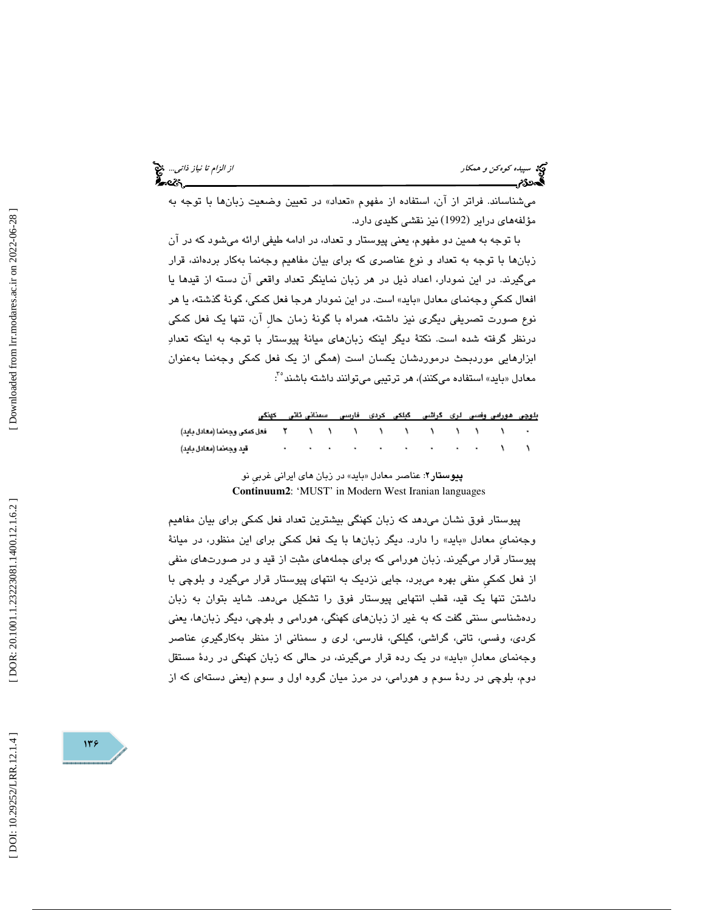می‌شناساند. فراتر از آن، استفاده از مفهوم «تعداد» در تعیین وضعیت زبان‌ها با توجه به مؤلفه‌های درایر (1992) نیز نقشی کلیدی دارد.

با توجه به همین دو مفهوم، یعنی پیوستار و تعداد، در ادامه طیفی ارائه می‌شود که در آن زبان‌ها با توجه به تعداد و نوع عناصری که برای بیان مفاهیم وجه‌نما به‌کار برده‌اند، قرار می‌گیرند. در این نمودار، اعداد ذیل در هر زبان نماینگر تعداد واقعی آن دسته از قیدها یا افعال کمکیِ وجه‌نمای معادل «باید» است. در این نمودار هرجا فعل کمکی، گونهٔ گذشته، یا هر نوع صورت تصریفی دیگری نیز داشته، همراه با گونهٔ زمان حالِ آن، تنها یک فعل کمکی درنظر گرفته شده است. نکتهٔ دیگر اینکه زبان‌های میانهٔ پیوستار با توجه به اینکه تعدادِ ابزارهایی موردبحث درموردشان یکسان است (همگی از یک فعل کمکی وجه‌نما به‌عنوان معادل «باید» استفاده می‌کنند)، هر ترتیبی می‌توانند داشته باشند[۳۰]:

| | بلوچی | هورامی | وفسی | لری | گراشی | گیلکی | کردی | فارسی | سمنانی | تاتی | کهنگی |
|---|---|---|---|---|---|---|---|---|---|---|---|
| فعل کمکی وجه‌نما (معادل باید) | ۰ | ۱ | ۱ | ۱ | ۱ | ۱ | ۱ | ۱ | ۱ | ۱ | ۲ |
| قید وجه‌نما (معادل باید) | ۱ | ۱ | ۰ | ۰ | ۰ | ۰ | ۰ | ۰ | ۰ | ۰ | ۰ |

**پیوستار۲**: عناصر معادل «باید» در زبان های ایرانی غربیِ نو

**Continuum2**: 'MUST' in Modern West Iranian languages

پیوستار فوق نشان می‌دهد که زبان کهنگی بیشترین تعداد فعل کمکی برای بیان مفاهیم وجه‌نمایِ معادل «باید» را دارد. دیگر زبان‌ها با یک فعل کمکی برای این منظور، در میانهٔ پیوستار قرار می‌گیرند. زبان هورامی که برای جمله‌های مثبت از قید و در صورت‌های منفی از فعل کمکیِ منفی بهره می‌برد، جایی نزدیک به انتهای پیوستار قرار می‌گیرد و بلوچی با داشتن تنها یک قید، قطب انتهایی پیوستار فوق را تشکیل می‌دهد. شاید بتوان به زبان رده‌شناسی سنتی گفت که به غیر از زبان‌های کهنگی، هورامی و بلوچی، دیگر زبان‌ها، یعنی کردی، وفسی، تاتی، گراشی، گیلکی، فارسی، لری و سمنانی از منظر به‌کارگیریِ عناصر وجه‌نمای معادلِ «باید» در یک رده قرار می‌گیرند، در حالی که زبان کهنگی در ردهٔ مستقل دوم، بلوچی در ردهٔ سوم و هورامی، در مرز میان گروه اول و سوم (یعنی دسته‌ای که از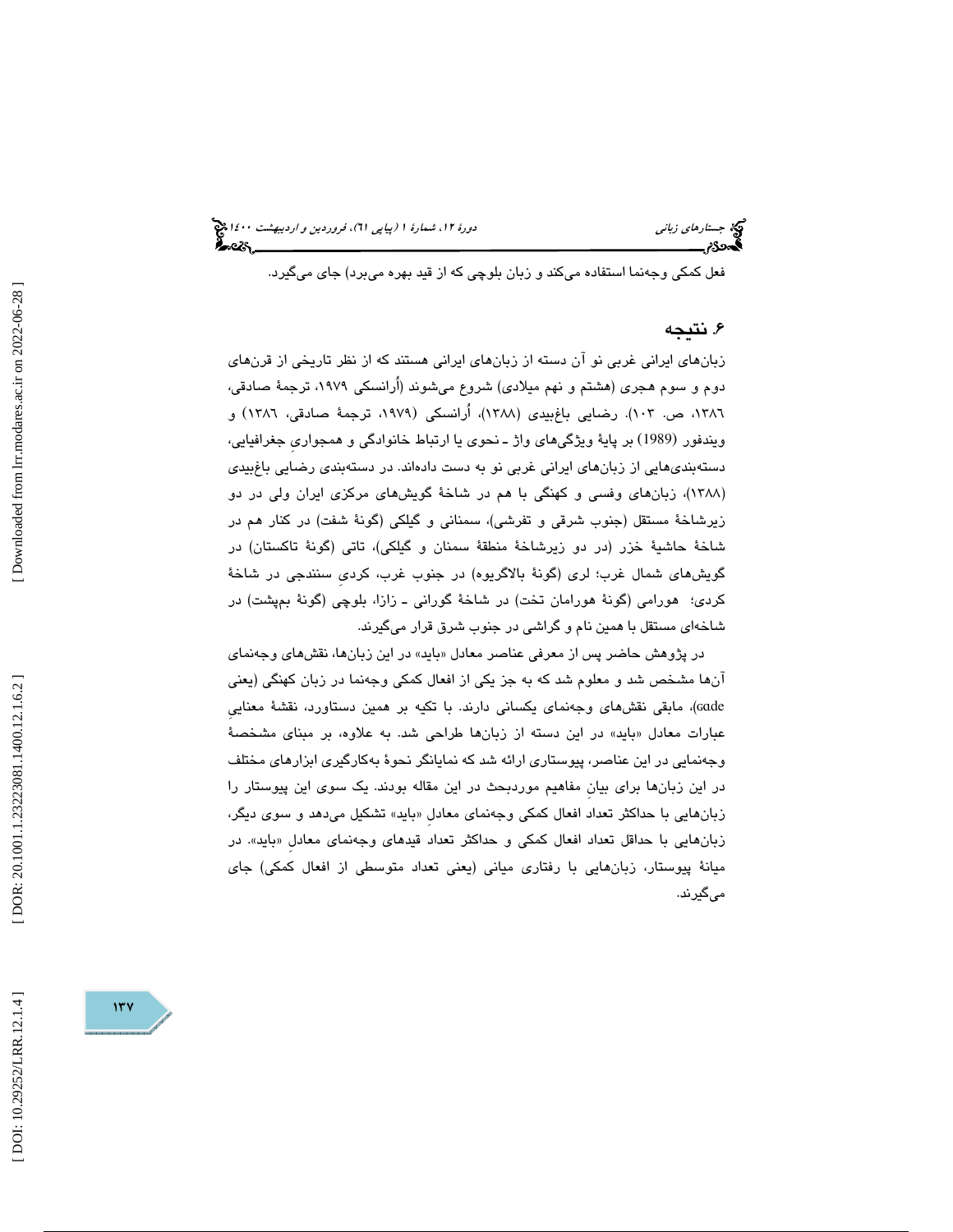فعل کمکی وجه‌نما استفاده می‌کند و زبان بلوچی که از قید بهره می‌برد) جای می‌گیرد.

## ۶. نتیجه

زبان‌های ایرانی غربی نو آن دسته از زبان‌های ایرانی هستند که از نظر تاریخی از قرن‌های دوم و سوم هجری (هشتم و نهم میلادی) شروع می‌شوند (اُرانسکی ۱۹۷۹، ترجمهٔ صادقی، ۱۳۸٦، ص. ۱۰۳). رضایی باغبیدی (۱۳۸۸)، اُرانسکی (۱۹۷۹، ترجمهٔ صادقی، ۱۳۸٦) و ویندفور (1989) بر پایهٔ ویژگی‌های واژ ـ نحوی یا ارتباط خانوادگی و همجواریِ جغرافیایی، دسته‌بندی‌هایی از زبان‌های ایرانی غربی نو به دست داده‌اند. در دسته‌بندی رضایی باغبیدی (۱۳۸۸)، زبان‌های وفسی و کهنگی با هم در شاخهٔ گویش‌های مرکزی ایران ولی در دو زیرشاخهٔ مستقل (جنوب شرقی و تفرشی)، سمنانی و گیلکی (گونهٔ شفت) در کنار هم در شاخهٔ حاشیهٔ خزر (در دو زیرشاخهٔ منطقهٔ سمنان و گیلکی)، تاتی (گونهٔ تاکستان) در گویش‌های شمال غرب؛ لری (گونهٔ بالاگریوه) در جنوب غرب، کردیِ سنندجی در شاخهٔ کردی؛ هورامی (گونهٔ هورامان تخت) در شاخهٔ گورانی ـ زازا، بلوچی (گونهٔ بمپشت) در شاخه‌ای مستقل با همین نام و گراشی در جنوب شرق قرار می‌گیرند.

در پژوهش حاضر پس از معرفی عناصر معادل «باید» در این زبان‌ها، نقش‌های وجه‌نمای آن‌ها مشخص شد و معلوم شد که به جز یکی از افعال کمکی وجه‌نما در زبان کهنگی (یعنی ɢɑde)، مابقی نقش‌های وجه‌نمای یکسانی دارند. با تکیه بر همین دستاورد، نقشهٔ معناییِ عبارات معادل «باید» در این دسته از زبان‌ها طراحی شد. به علاوه، بر مبنای مشخصهٔ وجه‌نمایی در این عناصر، پیوستاری ارائه شد که نمایانگر نحوهٔ به‌کارگیری ابزارهای مختلف در این زبان‌ها برای بیانِ مفاهیم موردبحث در این مقاله بودند. یک سوی این پیوستار را زبان‌هایی با حداکثر تعداد افعال کمکی وجه‌نمای معادلِ «باید» تشکیل می‌دهد و سوی دیگر، زبان‌هایی با حداقل تعداد افعال کمکی و حداکثر تعداد قیدهای وجه‌نمای معادلِ «باید». در میانهٔ پیوستار، زبان‌هایی با رفتاری میانی (یعنی تعداد متوسطی از افعال کمکی) جای می‌گیرند.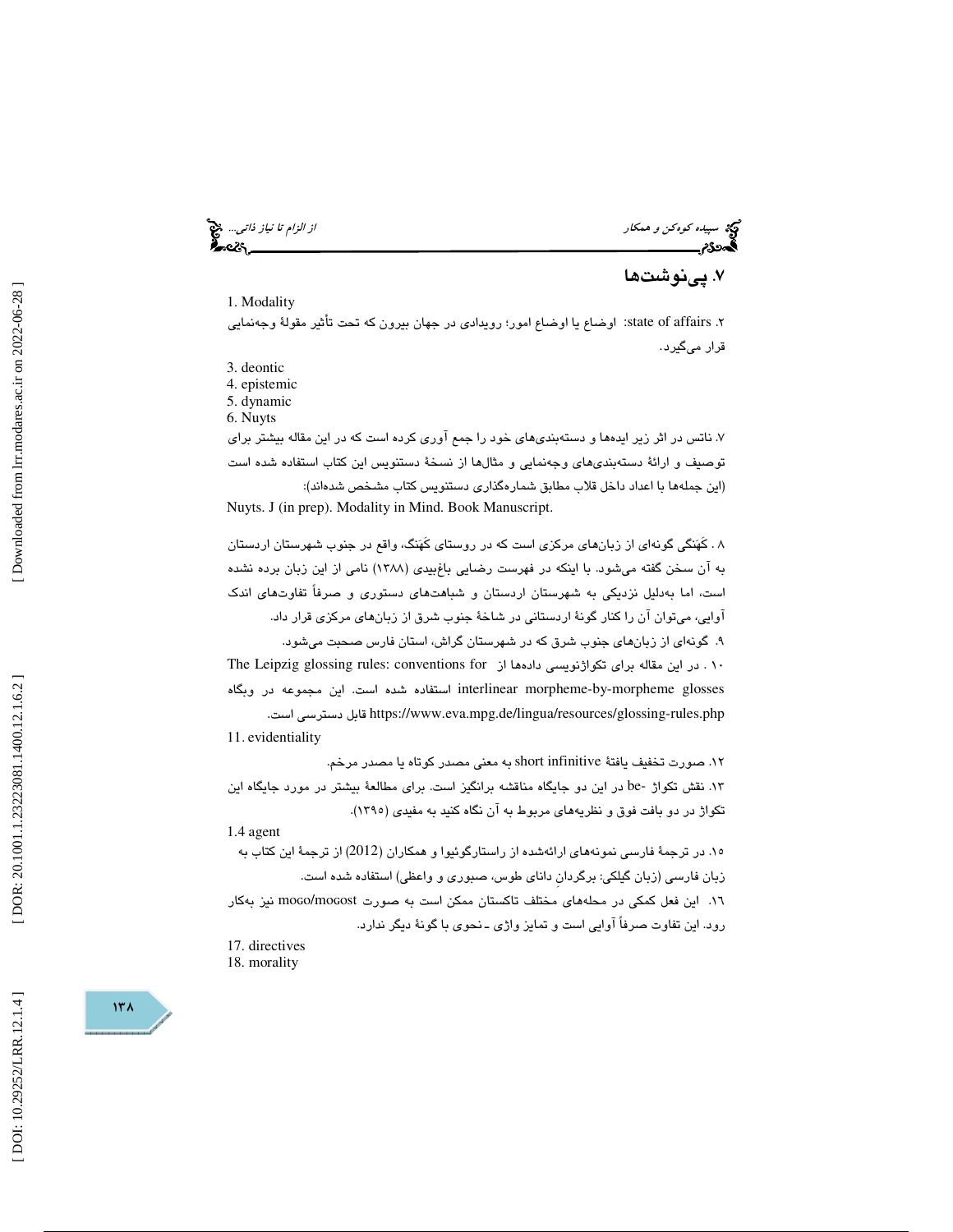## ۷. پی‌نوشت‌ها

1. Modality

۲. state of affairs: اوضاع یا اوضاع امور؛ رویدادی در جهان بیرون که تحت تأثیر مقولهٔ وجه‌نمایی قرار می‌گیرد.

3. deontic
4. epistemic
5. dynamic
6. Nuyts

۷. ناتس در اثر زیر ایده‌ها و دسته‌بندی‌های خود را جمع آوری کرده است که در این مقاله بیشتر برای توصیف و ارائهٔ دسته‌بندی‌های وجه‌نمایی و مثال‌ها از نسخهٔ دستنویس این کتاب استفاده شده است (این جمله‌ها با اعداد داخل قلاب مطابق شماره‌گذاری دستنویس کتاب مشخص شده‌اند):

Nuyts. J (in prep). Modality in Mind. Book Manuscript.

۸. کَهَنگی گونه‌ای از زبان‌های مرکزی است که در روستای کَهَنگ، واقع در جنوب شهرستان اردستان به آن سخن گفته می‌شود. با اینکه در فهرست رضایی باغ‌بیدی (۱۳۸۸) نامی از این زبان برده نشده است، اما به‌دلیل نزدیکی به شهرستان اردستان و شباهت‌های دستوری و صرفاً تفاوت‌های اندک آوایی، می‌توان آن را کنار گونهٔ اردستانی در شاخهٔ جنوب شرق از زبان‌های مرکزی قرار داد.

۹. گونه‌ای از زبان‌های جنوب شرق که در شهرستان گراش، استان فارس صحبت می‌شود.

۱۰. در این مقاله برای تکواژنویسی داده‌ها از The Leipzig glossing rules: conventions for interlinear morpheme-by-morpheme glosses استفاده شده است. این مجموعه در وبگاه https://www.eva.mpg.de/lingua/resources/glossing-rules.php قابل دسترسی است.

11. evidentiality

۱۲. صورت تخفیف یافتهٔ short infinitive به معنی مصدر کوتاه یا مصدر مرخم.

۱۳. نقش تکواژ -be در این دو جایگاه مناقشه برانگیز است. برای مطالعهٔ بیشتر در مورد جایگاه این تکواژ در دو بافت فوق و نظریه‌های مربوط به آن نگاه کنید به مفیدی (۱۳۹۵).

1.4 agent

۱۵. در ترجمهٔ فارسی نمونه‌های ارائه‌شده از راستارگوئیوا و همکاران (2012) از ترجمهٔ این کتاب به زبان فارسی (زبان گیلکی: برگردانِ دانای طوس، صبوری و واعظی) استفاده شده است.

۱۶. این فعل کمکی در محله‌های مختلف تاکستان ممکن است به صورت moɢo/moɢost نیز به‌کار رود. این تفاوت صرفاً آوایی است و تمایز واژی ـ نحوی با گونهٔ دیگر ندارد.

17. directives
18. morality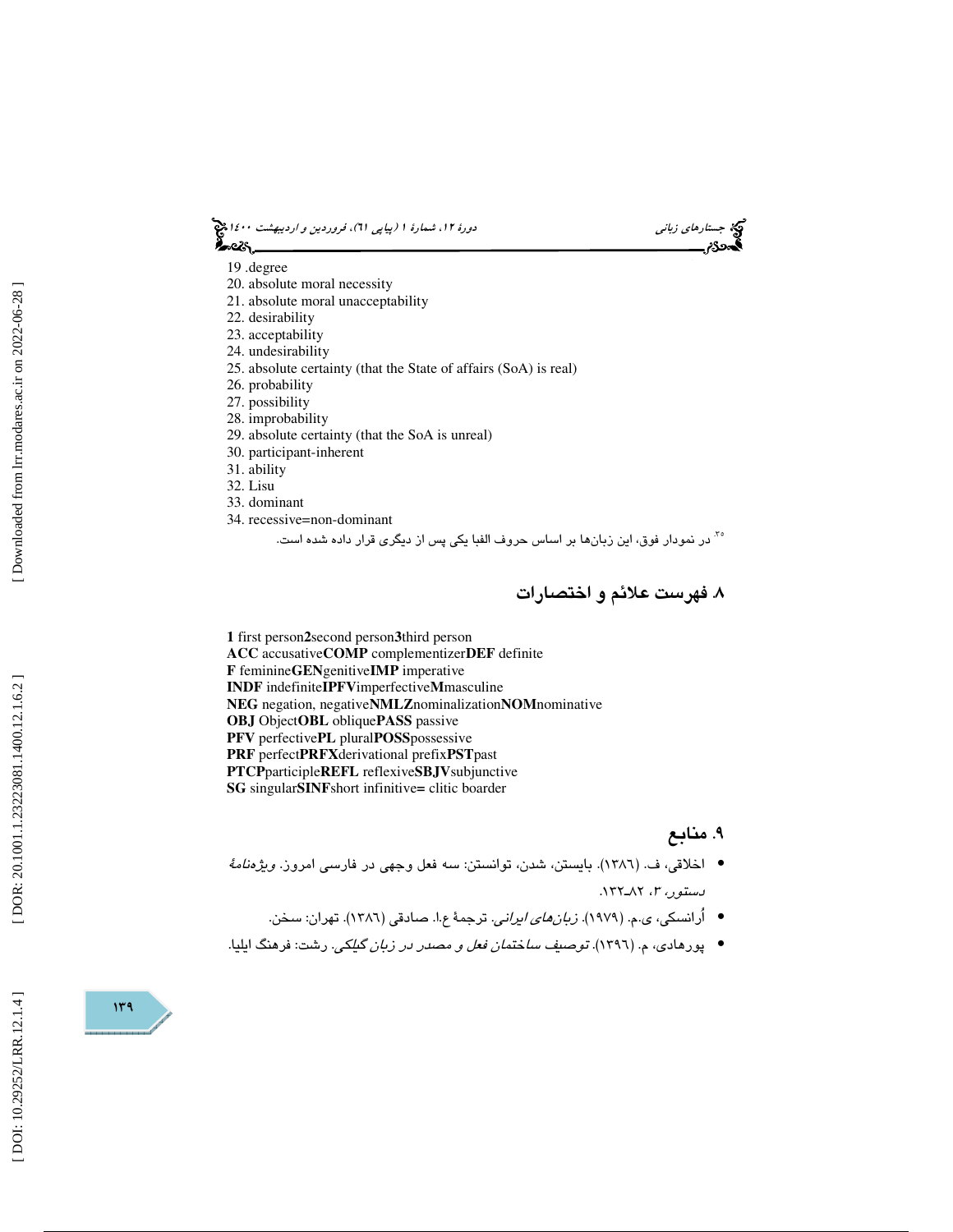19 .degree
20. absolute moral necessity
21. absolute moral unacceptability
22. desirability
23. acceptability
24. undesirability
25. absolute certainty (that the State of affairs (SoA) is real)
26. probability
27. possibility
28. improbability
29. absolute certainty (that the SoA is unreal)
30. participant-inherent
31. ability
32. Lisu
33. dominant
34. recessive=non-dominant

[۳۵]. در نمودار فوق، این زبان‌ها بر اساس حروف الفبا یکی پس از دیگری قرار داده شده است.

## ۸. فهرست علائم و اختصارات

**1** first person**2**second person**3**third person
**ACC** accusative**COMP** complementizer**DEF** definite
**F** feminine**GEN**genitive**IMP** imperative
**INDF** indefinite**IPFV**imperfective**M**masculine
**NEG** negation, negative**NMLZ**nominalization**NOM**nominative
**OBJ** Object**OBL** oblique**PASS** passive
**PFV** perfective**PL** plural**POSS**possessive
**PRF** perfect**PRFX**derivational prefix**PST**past
**PTCP**participle**REFL** reflexive**SBJV**subjunctive
**SG** singular**SINF**short infinitive**=** clitic boarder

## ۹. منابع

- اخلاقی، ف. (۱۳۸٦). بایستن، شدن، توانستن: سه فعل وجهی در فارسی امروز. *ویژه‌نامهٔ دستور*، ۳، ۸۲ـ۱۳۲.
- اُرانسکی، ی.م. (۱۹۷۹). *زبان‌های ایرانی*. ترجمهٔ ع.ا. صادقی (۱۳۸٦). تهران: سخن.
- پورهادی، م. (۱۳۹٦). *توصیف ساختمان فعل و مصدر در زبان گیلکی*. رشت: فرهنگ ایلیا.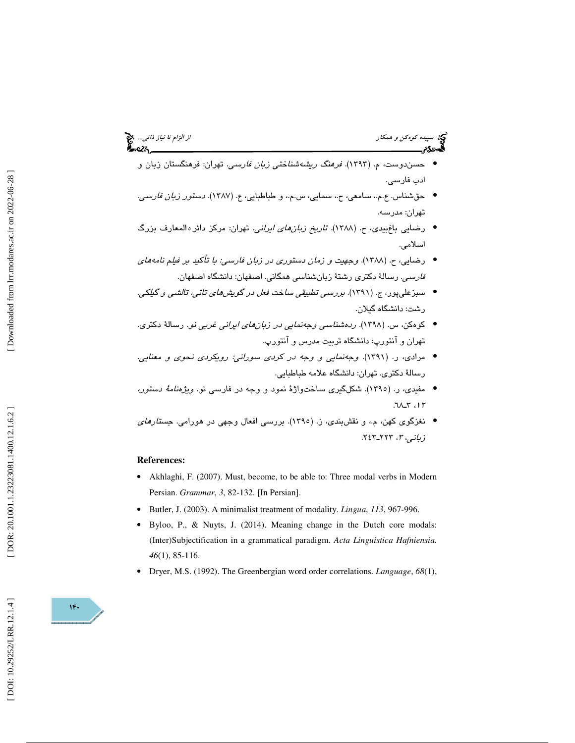- حسن‌دوست، م. (۱۳۹۳). *فرهنگ ریشه‌شناختی زبان فارسی*. تهران: فرهنگستان زبان و ادب فارسی.
- حق‌شناس. ع.م.، سامعی، ح.، سمایی، س.م.، و طباطبایی، ع. (۱۳۸۷). *دستور زبان فارسی*. تهران: مدرسه.
- رضایی باغ‌بیدی، ح. (۱۳۸۸). *تاریخ زبان‌های ایرانی*. تهران: مرکز دائره‌المعارف بزرگ اسلامی.
- رضایی، ح. (۱۳۸۸). *وجهیت و زمان دستوری در زبان فارسی: با تأکید بر فیلم نامه‌های فارسی*. رسالهٔ دکتری رشتهٔ زبان‌شناسی همگانی. اصفهان: دانشگاه اصفهان.
- سبزعلی‌پور، ج. (۱۳۹۱). *بررسی تطبیقی ساخت فعل در گویش‌های تاتی، تالشی و گیلکی*. رشت: دانشگاه گیلان.
- کوه‌کن، س. (۱۳۹۸). *رده‌شناسی وجه‌نمایی در زبان‌های ایرانی غربی نو*. رسالهٔ دکتری. تهران و آنتورپ: دانشگاه تربیت مدرس و آنتورپ.
- مرادی، ر. (۱۳۹۱). *وجه‌نمایی و وجه در کردی سورانی: رویکردی نحوی و معنایی*. رسالهٔ دکتری. تهران: دانشگاه علامه طباطبایی.
- مفیدی، ر. (۱۳۹۵). شکل‌گیری ساخت‌واژهٔ نمود و وجه در فارسی نو. *ویژه‌نامهٔ دستور*، ۱۲، ۳ـ۶۸.
- نغزگوی کهن، م.، و نقش‌بندی، ز. (۱۳۹۵). بررسی افعال وجهی در هورامی. *جستارهای زبانی*، ۳، ۲۲۳ـ۲۴۳.

**References:**

- Akhlaghi, F. (2007). Must, become, to be able to: Three modal verbs in Modern Persian. *Grammar*, *3*, 82-132. [In Persian].
- Butler, J. (2003). A minimalist treatment of modality. *Lingua*, *113*, 967-996.
- Byloo, P., & Nuyts, J. (2014). Meaning change in the Dutch core modals: (Inter)Subjectification in a grammatical paradigm. *Acta Linguistica Hafniensia*. *46*(1), 85-116.
- Dryer, M.S. (1992). The Greenbergian word order correlations. *Language*, *68*(1),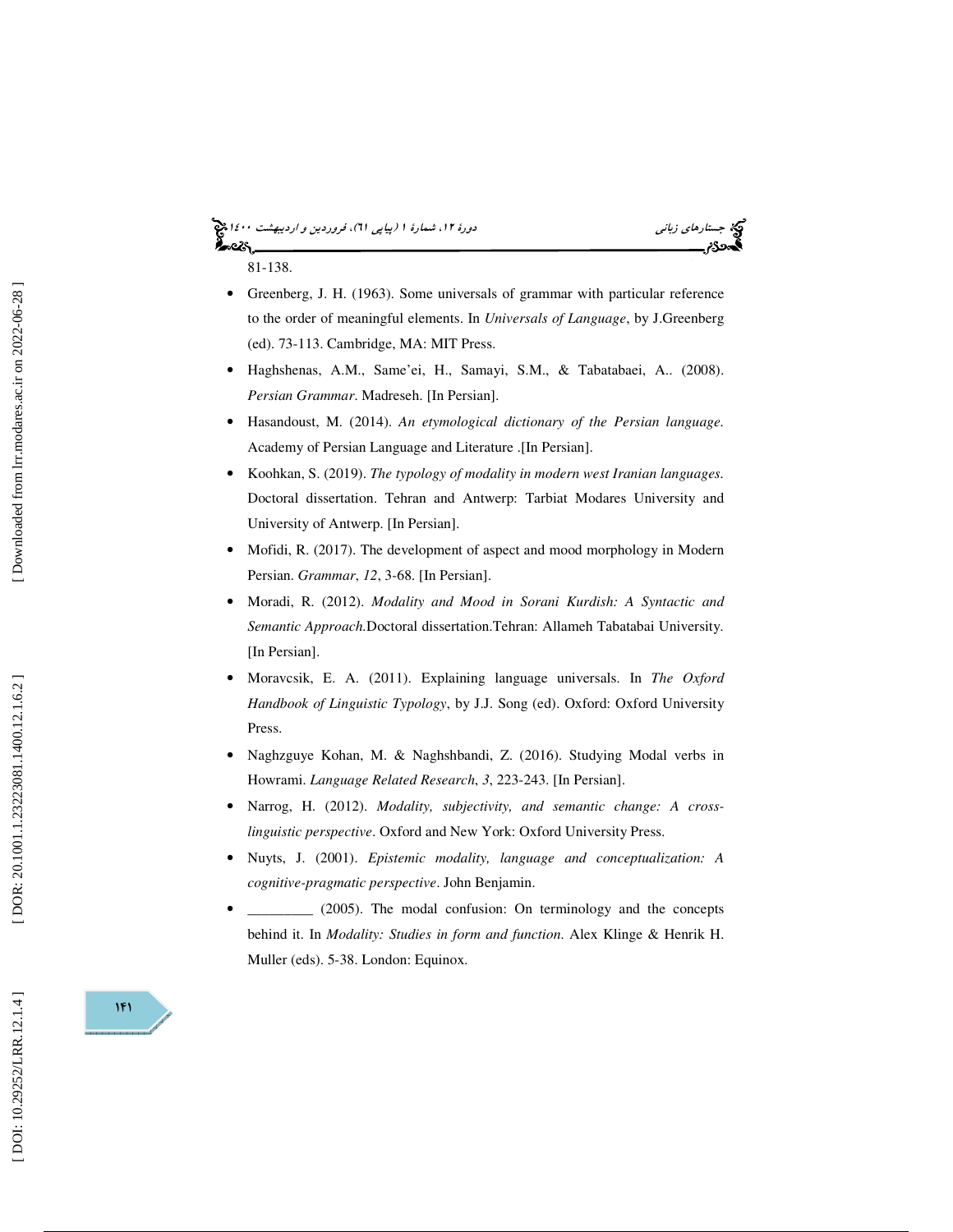81-138.

- Greenberg, J. H. (1963). Some universals of grammar with particular reference to the order of meaningful elements. In *Universals of Language*, by J.Greenberg (ed). 73-113. Cambridge, MA: MIT Press.
- Haghshenas, A.M., Same'ei, H., Samayi, S.M., & Tabatabaei, A.. (2008). *Persian Grammar*. Madreseh. [In Persian].
- Hasandoust, M. (2014). *An etymological dictionary of the Persian language.* Academy of Persian Language and Literature .[In Persian].
- Koohkan, S. (2019). *The typology of modality in modern west Iranian languages.* Doctoral dissertation. Tehran and Antwerp: Tarbiat Modares University and University of Antwerp. [In Persian].
- Mofidi, R. (2017). The development of aspect and mood morphology in Modern Persian. *Grammar*, *12*, 3-68. [In Persian].
- Moradi, R. (2012). *Modality and Mood in Sorani Kurdish: A Syntactic and Semantic Approach.*Doctoral dissertation.Tehran: Allameh Tabatabai University. [In Persian].
- Moravcsik, E. A. (2011). Explaining language universals. In *The Oxford Handbook of Linguistic Typology*, by J.J. Song (ed). Oxford: Oxford University Press.
- Naghzguye Kohan, M. & Naghshbandi, Z. (2016). Studying Modal verbs in Howrami. *Language Related Research*, *3*, 223-243. [In Persian].
- Narrog, H. (2012). *Modality, subjectivity, and semantic change: A cross-linguistic perspective*. Oxford and New York: Oxford University Press.
- Nuyts, J. (2001). *Epistemic modality, language and conceptualization: A cognitive-pragmatic perspective*. John Benjamin.
- _________ (2005). The modal confusion: On terminology and the concepts behind it. In *Modality: Studies in form and function.* Alex Klinge & Henrik H. Muller (eds). 5-38. London: Equinox.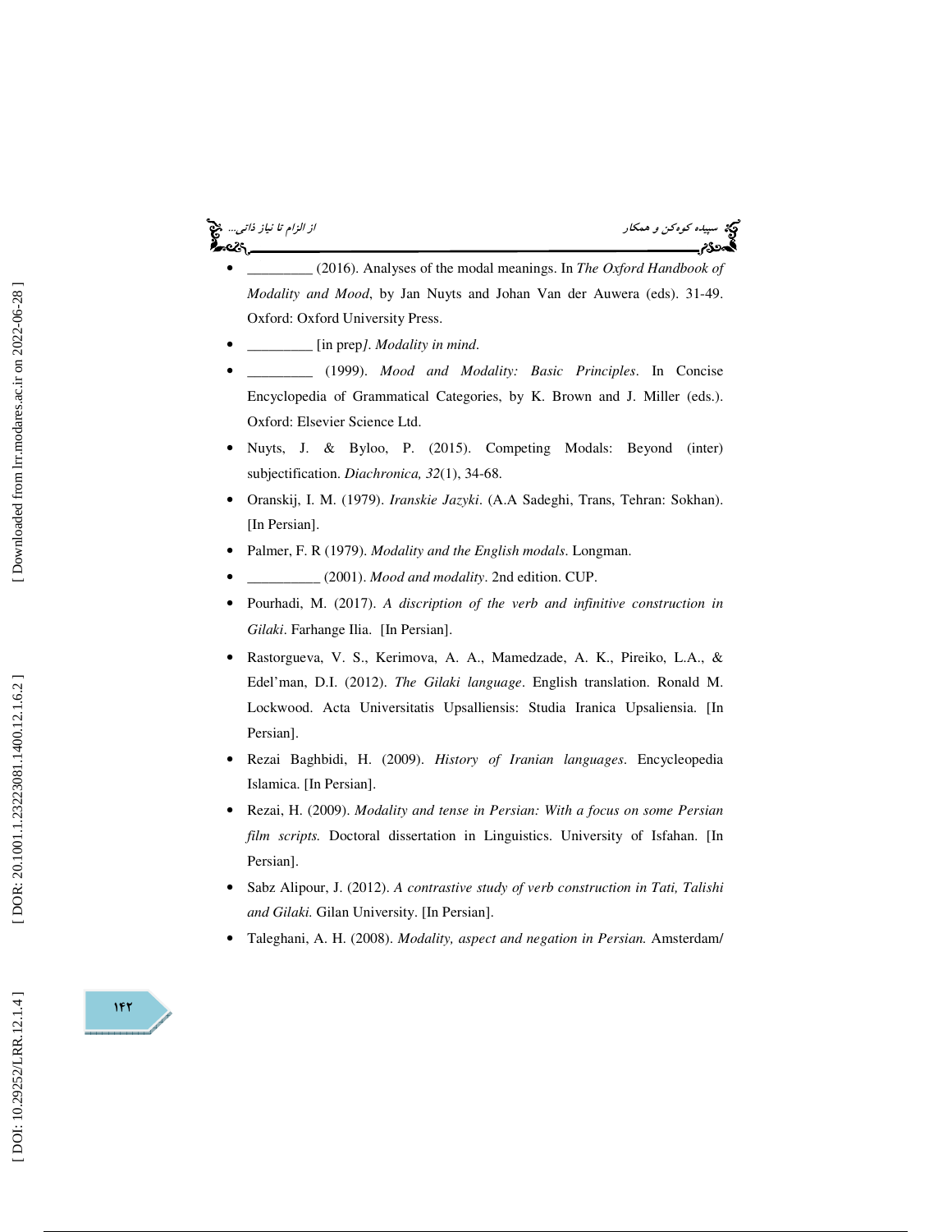- _________ (2016). Analyses of the modal meanings. In *The Oxford Handbook of Modality and Mood*, by Jan Nuyts and Johan Van der Auwera (eds). 31-49. Oxford: Oxford University Press.
- _________ [in prep*]. Modality in mind*.
- _________ (1999). *Mood and Modality: Basic Principles*. In Concise Encyclopedia of Grammatical Categories, by K. Brown and J. Miller (eds.). Oxford: Elsevier Science Ltd.
- Nuyts, J. & Byloo, P. (2015). Competing Modals: Beyond (inter) subjectification. *Diachronica, 32*(1), 34-68.
- Oranskij, I. M. (1979). *Iranskie Jazyki*. (A.A Sadeghi, Trans, Tehran: Sokhan). [In Persian].
- Palmer, F. R (1979). *Modality and the English modals*. Longman.
- __________ (2001). *Mood and modality*. 2nd edition. CUP.
- Pourhadi, M. (2017). *A discription of the verb and infinitive construction in Gilaki*. Farhange Ilia. [In Persian].
- Rastorgueva, V. S., Kerimova, A. A., Mamedzade, A. K., Pireiko, L.A., & Edel'man, D.I. (2012). *The Gilaki language*. English translation. Ronald M. Lockwood. Acta Universitatis Upsalliensis: Studia Iranica Upsaliensia. [In Persian].
- Rezai Baghbidi, H. (2009). *History of Iranian languages*. Encycleopedia Islamica. [In Persian].
- Rezai, H. (2009). *Modality and tense in Persian: With a focus on some Persian film scripts.* Doctoral dissertation in Linguistics. University of Isfahan. [In Persian].
- Sabz Alipour, J. (2012). *A contrastive study of verb construction in Tati, Talishi and Gilaki.* Gilan University. [In Persian].
- Taleghani, A. H. (2008). *Modality, aspect and negation in Persian.* Amsterdam/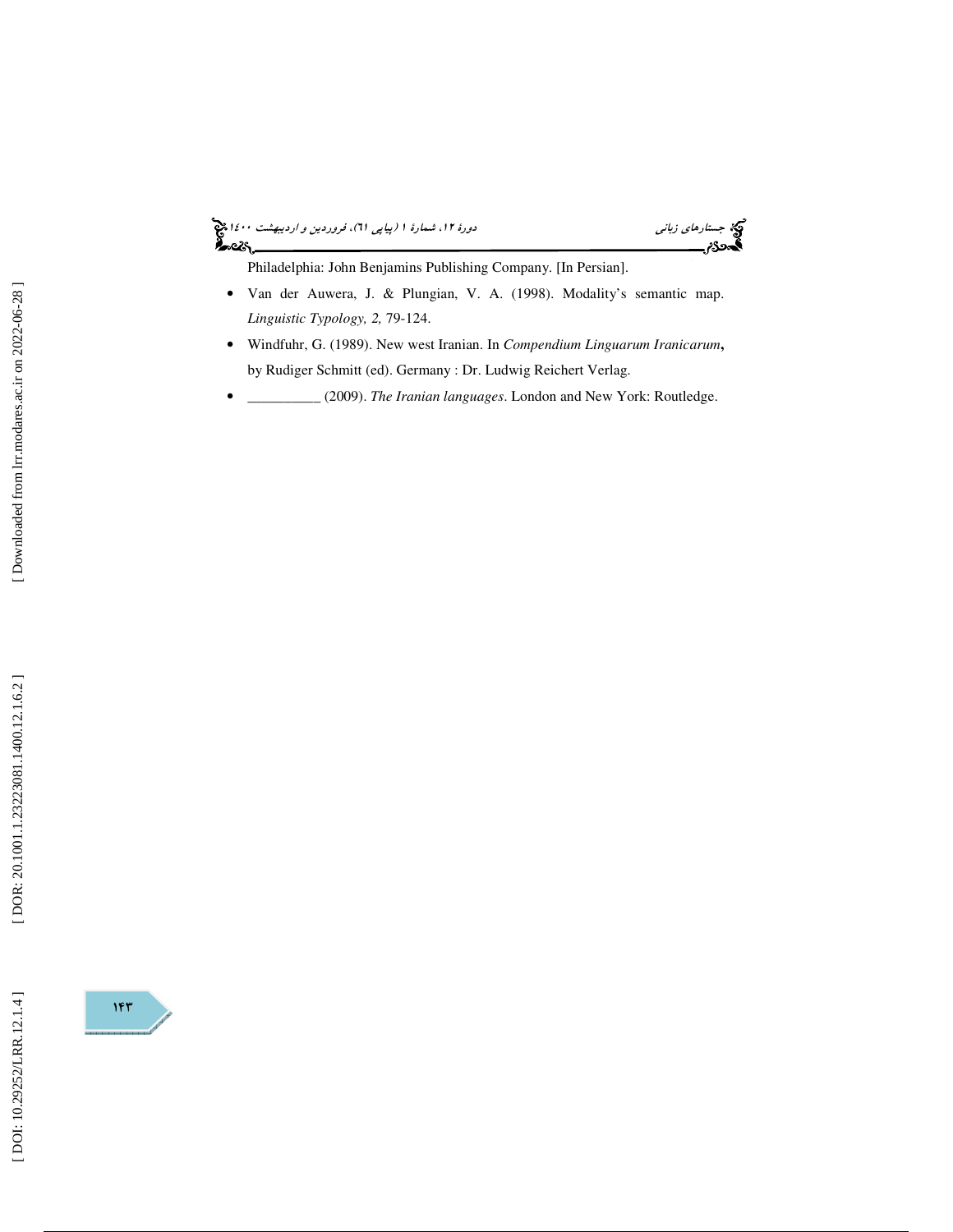Philadelphia: John Benjamins Publishing Company. [In Persian].

- Van der Auwera, J. & Plungian, V. A. (1998). Modality's semantic map. *Linguistic Typology, 2,* 79-124.
- Windfuhr, G. (1989). New west Iranian. In *Compendium Linguarum Iranicarum***,** by Rudiger Schmitt (ed). Germany : Dr. Ludwig Reichert Verlag.
- __________ (2009). *The Iranian languages*. London and New York: Routledge.